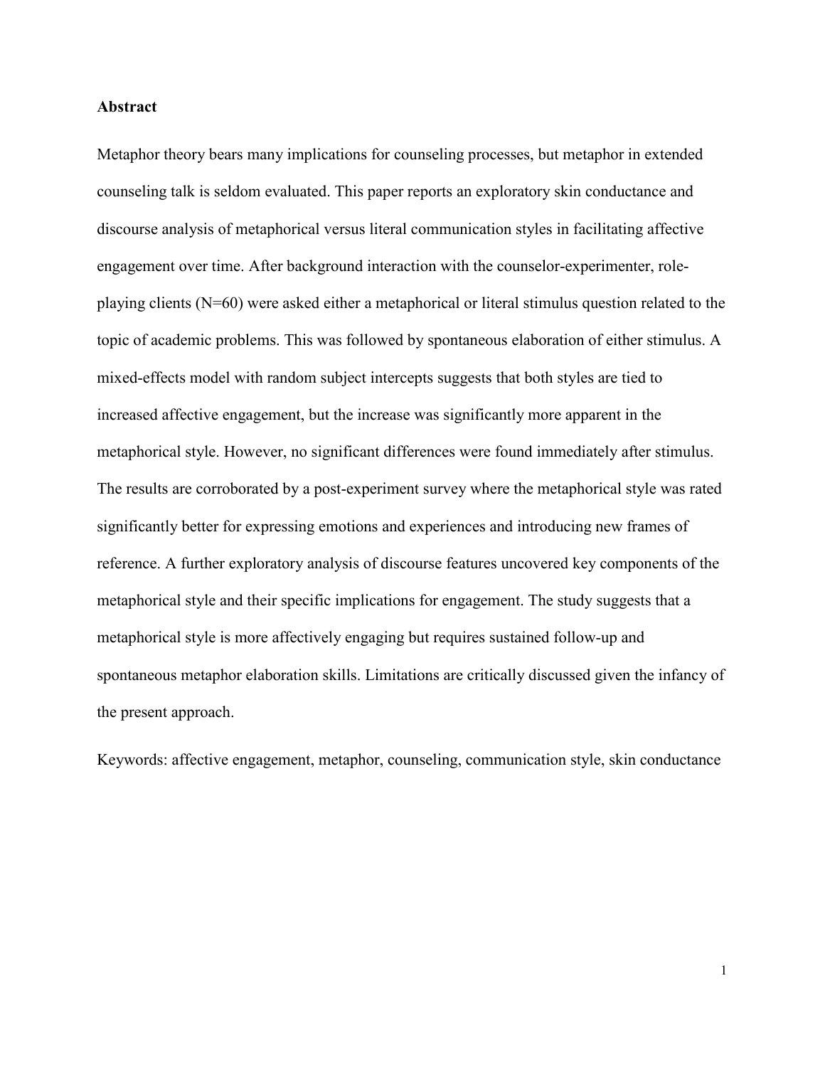## Abstract

Metaphor theory bears many implications for counseling processes, but metaphor in extended counseling talk is seldom evaluated. This paper reports an exploratory skin conductance and discourse analysis of metaphorical versus literal communication styles in facilitating affective engagement over time. After background interaction with the counselor-experimenter, role-playing clients (N=60) were asked either a metaphorical or literal stimulus question related to the topic of academic problems. This was followed by spontaneous elaboration of either stimulus. A mixed-effects model with random subject intercepts suggests that both styles are tied to increased affective engagement, but the increase was significantly more apparent in the metaphorical style. However, no significant differences were found immediately after stimulus. The results are corroborated by a post-experiment survey where the metaphorical style was rated significantly better for expressing emotions and experiences and introducing new frames of reference. A further exploratory analysis of discourse features uncovered key components of the metaphorical style and their specific implications for engagement. The study suggests that a metaphorical style is more affectively engaging but requires sustained follow-up and spontaneous metaphor elaboration skills. Limitations are critically discussed given the infancy of the present approach.

Keywords: affective engagement, metaphor, counseling, communication style, skin conductance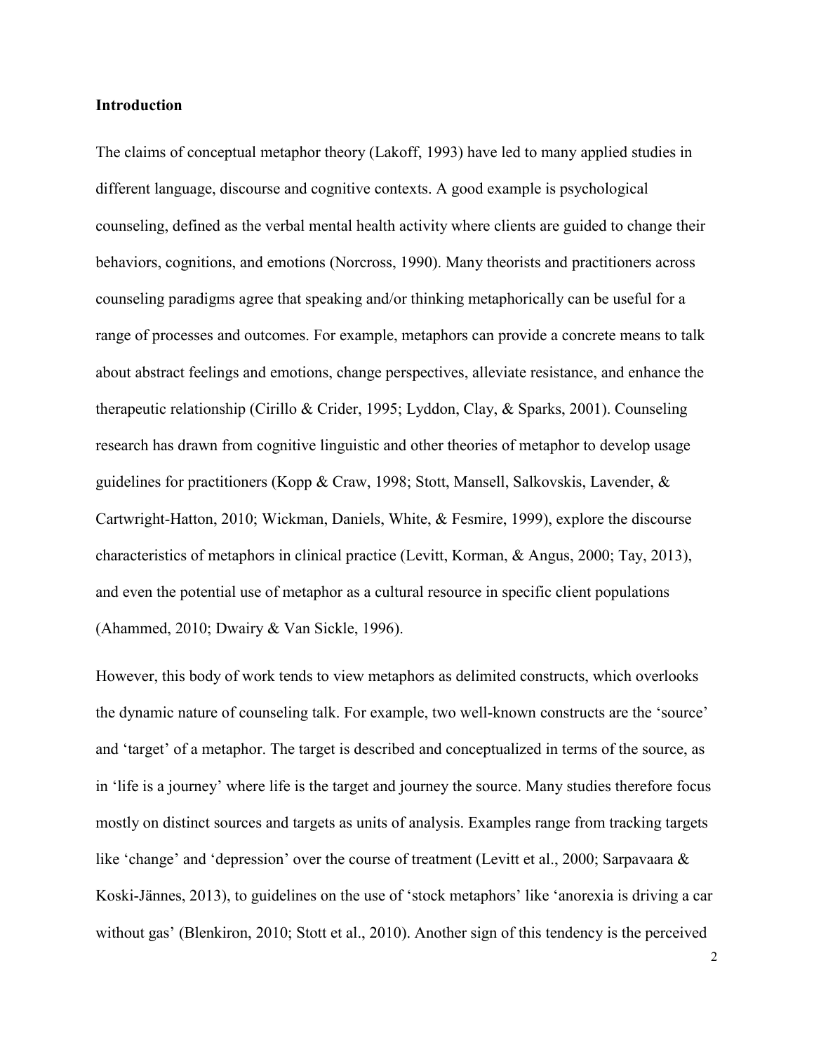## Introduction

The claims of conceptual metaphor theory (Lakoff, 1993) have led to many applied studies in different language, discourse and cognitive contexts. A good example is psychological counseling, defined as the verbal mental health activity where clients are guided to change their behaviors, cognitions, and emotions (Norcross, 1990). Many theorists and practitioners across counseling paradigms agree that speaking and/or thinking metaphorically can be useful for a range of processes and outcomes. For example, metaphors can provide a concrete means to talk about abstract feelings and emotions, change perspectives, alleviate resistance, and enhance the therapeutic relationship (Cirillo & Crider, 1995; Lyddon, Clay, & Sparks, 2001). Counseling research has drawn from cognitive linguistic and other theories of metaphor to develop usage guidelines for practitioners (Kopp & Craw, 1998; Stott, Mansell, Salkovskis, Lavender, & Cartwright-Hatton, 2010; Wickman, Daniels, White, & Fesmire, 1999), explore the discourse characteristics of metaphors in clinical practice (Levitt, Korman, & Angus, 2000; Tay, 2013), and even the potential use of metaphor as a cultural resource in specific client populations (Ahammed, 2010; Dwairy & Van Sickle, 1996).

However, this body of work tends to view metaphors as delimited constructs, which overlooks the dynamic nature of counseling talk. For example, two well-known constructs are the 'source' and 'target' of a metaphor. The target is described and conceptualized in terms of the source, as in 'life is a journey' where life is the target and journey the source. Many studies therefore focus mostly on distinct sources and targets as units of analysis. Examples range from tracking targets like 'change' and 'depression' over the course of treatment (Levitt et al., 2000; Sarpavaara & Koski-Jännes, 2013), to guidelines on the use of 'stock metaphors' like 'anorexia is driving a car without gas' (Blenkiron, 2010; Stott et al., 2010). Another sign of this tendency is the perceived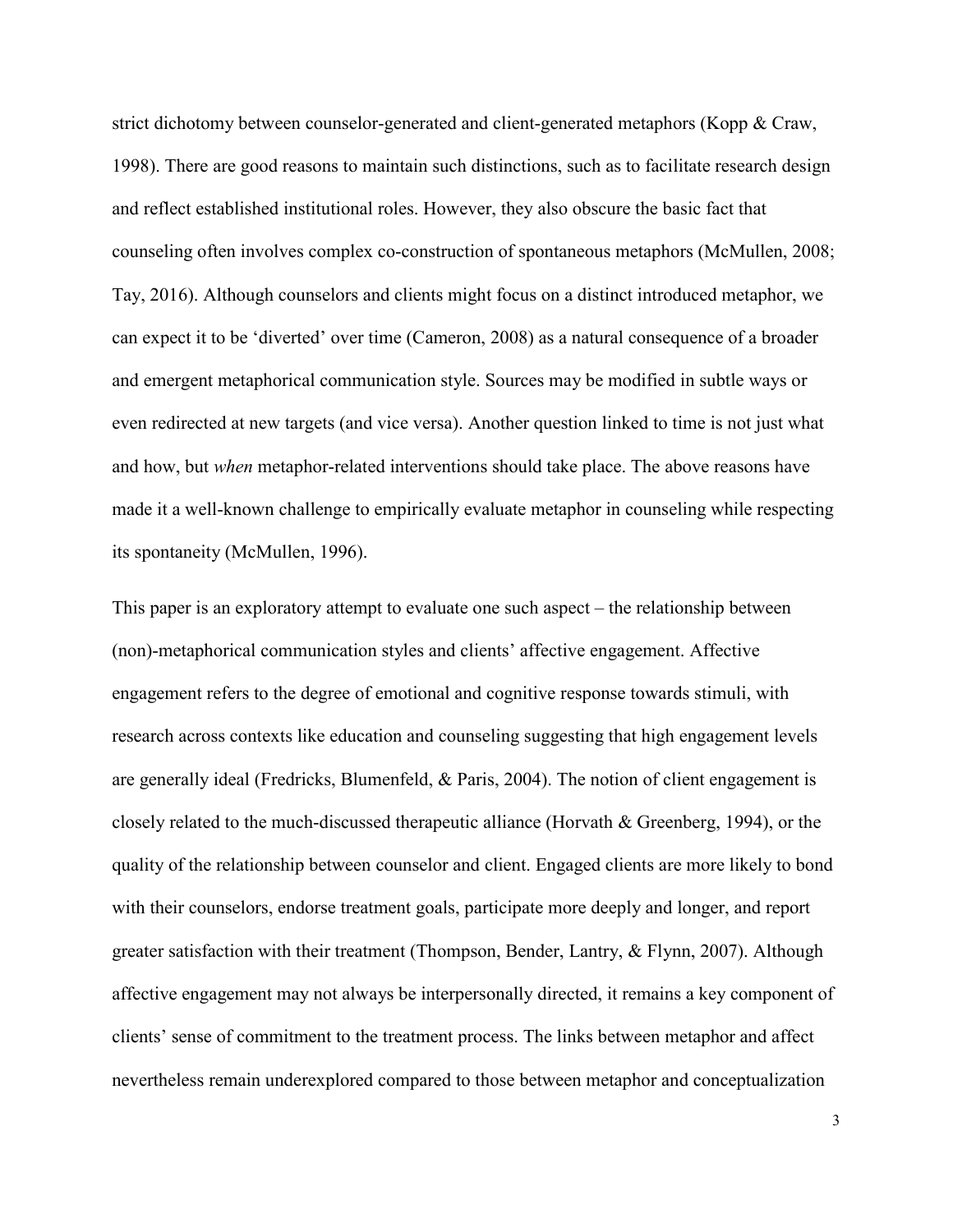strict dichotomy between counselor-generated and client-generated metaphors (Kopp & Craw, 1998). There are good reasons to maintain such distinctions, such as to facilitate research design and reflect established institutional roles. However, they also obscure the basic fact that counseling often involves complex co-construction of spontaneous metaphors (McMullen, 2008; Tay, 2016). Although counselors and clients might focus on a distinct introduced metaphor, we can expect it to be 'diverted' over time (Cameron, 2008) as a natural consequence of a broader and emergent metaphorical communication style. Sources may be modified in subtle ways or even redirected at new targets (and vice versa). Another question linked to time is not just what and how, but *when* metaphor-related interventions should take place. The above reasons have made it a well-known challenge to empirically evaluate metaphor in counseling while respecting its spontaneity (McMullen, 1996).

This paper is an exploratory attempt to evaluate one such aspect – the relationship between (non)-metaphorical communication styles and clients' affective engagement. Affective engagement refers to the degree of emotional and cognitive response towards stimuli, with research across contexts like education and counseling suggesting that high engagement levels are generally ideal (Fredricks, Blumenfeld, & Paris, 2004). The notion of client engagement is closely related to the much-discussed therapeutic alliance (Horvath & Greenberg, 1994), or the quality of the relationship between counselor and client. Engaged clients are more likely to bond with their counselors, endorse treatment goals, participate more deeply and longer, and report greater satisfaction with their treatment (Thompson, Bender, Lantry, & Flynn, 2007). Although affective engagement may not always be interpersonally directed, it remains a key component of clients' sense of commitment to the treatment process. The links between metaphor and affect nevertheless remain underexplored compared to those between metaphor and conceptualization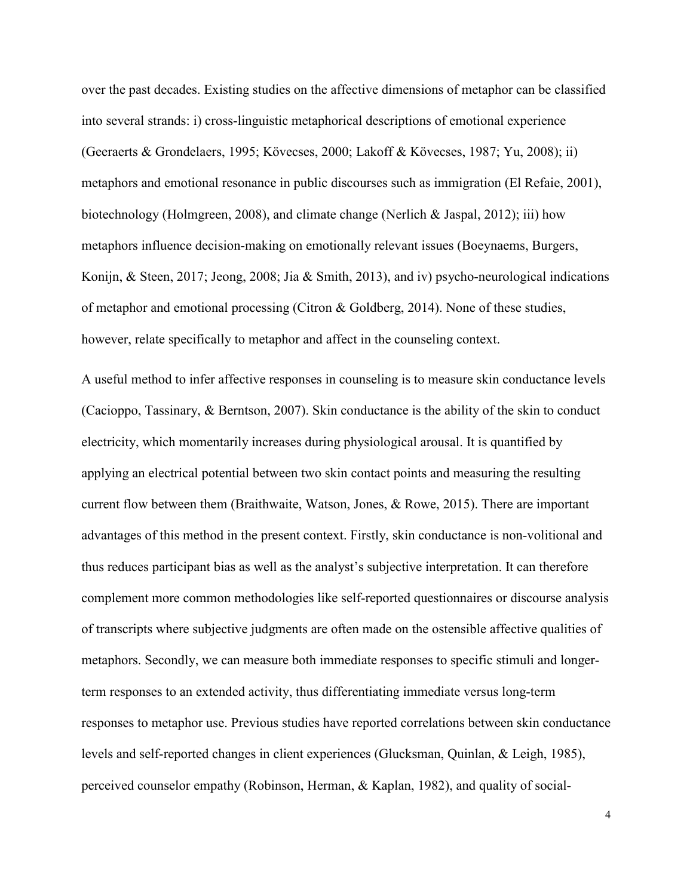over the past decades. Existing studies on the affective dimensions of metaphor can be classified into several strands: i) cross-linguistic metaphorical descriptions of emotional experience (Geeraerts & Grondelaers, 1995; Kövecses, 2000; Lakoff & Kövecses, 1987; Yu, 2008); ii) metaphors and emotional resonance in public discourses such as immigration (El Refaie, 2001), biotechnology (Holmgreen, 2008), and climate change (Nerlich & Jaspal, 2012); iii) how metaphors influence decision-making on emotionally relevant issues (Boeynaems, Burgers, Konijn, & Steen, 2017; Jeong, 2008; Jia & Smith, 2013), and iv) psycho-neurological indications of metaphor and emotional processing (Citron & Goldberg, 2014). None of these studies, however, relate specifically to metaphor and affect in the counseling context.

A useful method to infer affective responses in counseling is to measure skin conductance levels (Cacioppo, Tassinary, & Berntson, 2007). Skin conductance is the ability of the skin to conduct electricity, which momentarily increases during physiological arousal. It is quantified by applying an electrical potential between two skin contact points and measuring the resulting current flow between them (Braithwaite, Watson, Jones, & Rowe, 2015). There are important advantages of this method in the present context. Firstly, skin conductance is non-volitional and thus reduces participant bias as well as the analyst's subjective interpretation. It can therefore complement more common methodologies like self-reported questionnaires or discourse analysis of transcripts where subjective judgments are often made on the ostensible affective qualities of metaphors. Secondly, we can measure both immediate responses to specific stimuli and longer-term responses to an extended activity, thus differentiating immediate versus long-term responses to metaphor use. Previous studies have reported correlations between skin conductance levels and self-reported changes in client experiences (Glucksman, Quinlan, & Leigh, 1985), perceived counselor empathy (Robinson, Herman, & Kaplan, 1982), and quality of social-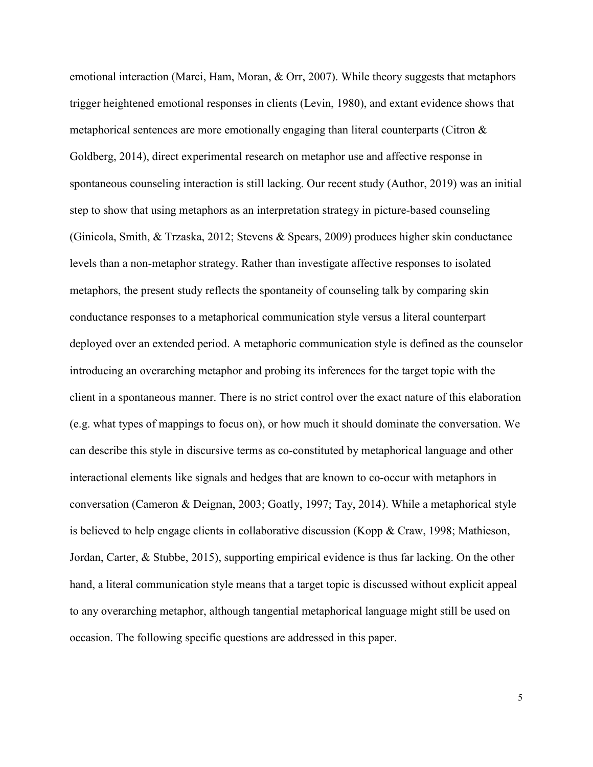emotional interaction (Marci, Ham, Moran, & Orr, 2007). While theory suggests that metaphors trigger heightened emotional responses in clients (Levin, 1980), and extant evidence shows that metaphorical sentences are more emotionally engaging than literal counterparts (Citron & Goldberg, 2014), direct experimental research on metaphor use and affective response in spontaneous counseling interaction is still lacking. Our recent study (Author, 2019) was an initial step to show that using metaphors as an interpretation strategy in picture-based counseling (Ginicola, Smith, & Trzaska, 2012; Stevens & Spears, 2009) produces higher skin conductance levels than a non-metaphor strategy. Rather than investigate affective responses to isolated metaphors, the present study reflects the spontaneity of counseling talk by comparing skin conductance responses to a metaphorical communication style versus a literal counterpart deployed over an extended period. A metaphoric communication style is defined as the counselor introducing an overarching metaphor and probing its inferences for the target topic with the client in a spontaneous manner. There is no strict control over the exact nature of this elaboration (e.g. what types of mappings to focus on), or how much it should dominate the conversation. We can describe this style in discursive terms as co-constituted by metaphorical language and other interactional elements like signals and hedges that are known to co-occur with metaphors in conversation (Cameron & Deignan, 2003; Goatly, 1997; Tay, 2014). While a metaphorical style is believed to help engage clients in collaborative discussion (Kopp & Craw, 1998; Mathieson, Jordan, Carter, & Stubbe, 2015), supporting empirical evidence is thus far lacking. On the other hand, a literal communication style means that a target topic is discussed without explicit appeal to any overarching metaphor, although tangential metaphorical language might still be used on occasion. The following specific questions are addressed in this paper.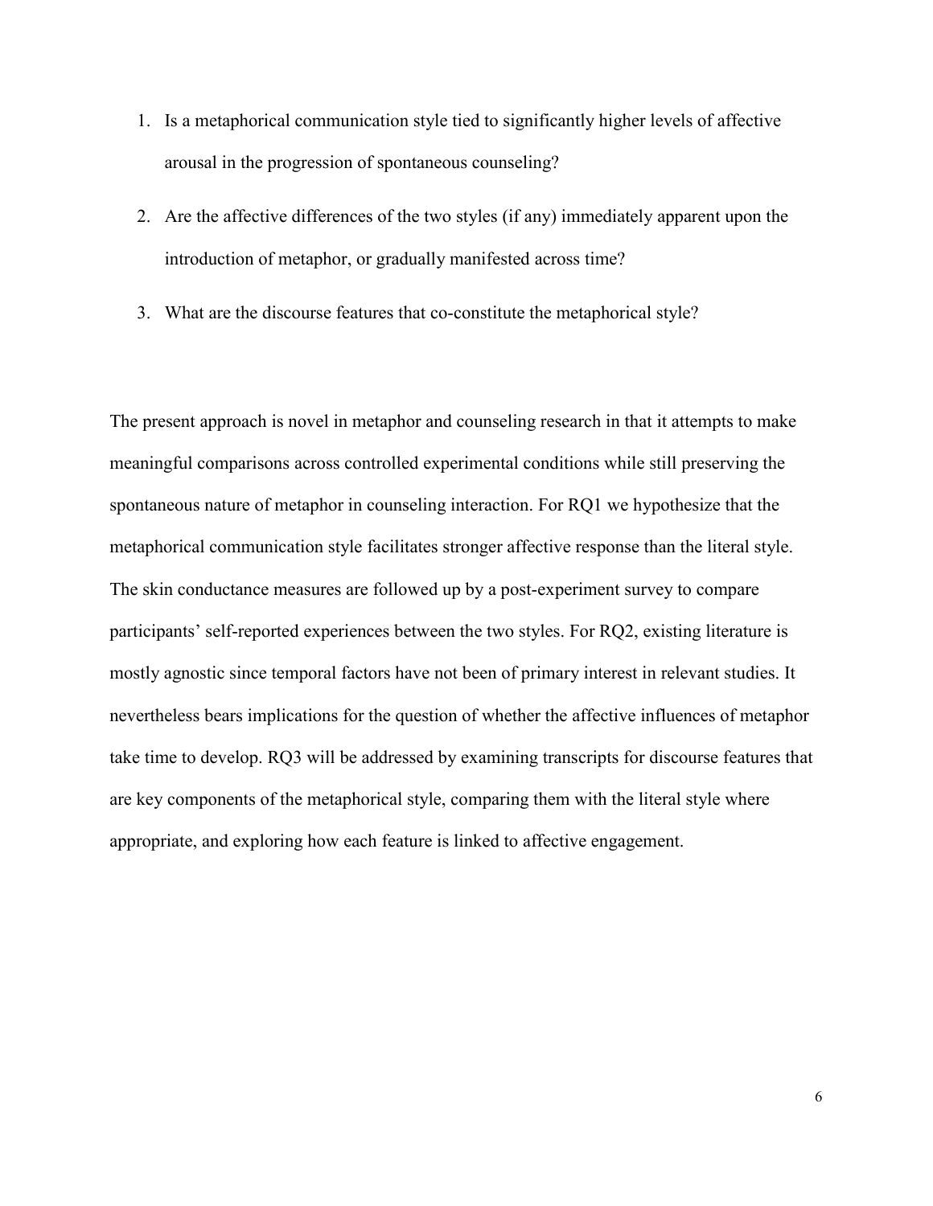1. Is a metaphorical communication style tied to significantly higher levels of affective arousal in the progression of spontaneous counseling?
2. Are the affective differences of the two styles (if any) immediately apparent upon the introduction of metaphor, or gradually manifested across time?
3. What are the discourse features that co-constitute the metaphorical style?

The present approach is novel in metaphor and counseling research in that it attempts to make meaningful comparisons across controlled experimental conditions while still preserving the spontaneous nature of metaphor in counseling interaction. For RQ1 we hypothesize that the metaphorical communication style facilitates stronger affective response than the literal style. The skin conductance measures are followed up by a post-experiment survey to compare participants' self-reported experiences between the two styles. For RQ2, existing literature is mostly agnostic since temporal factors have not been of primary interest in relevant studies. It nevertheless bears implications for the question of whether the affective influences of metaphor take time to develop. RQ3 will be addressed by examining transcripts for discourse features that are key components of the metaphorical style, comparing them with the literal style where appropriate, and exploring how each feature is linked to affective engagement.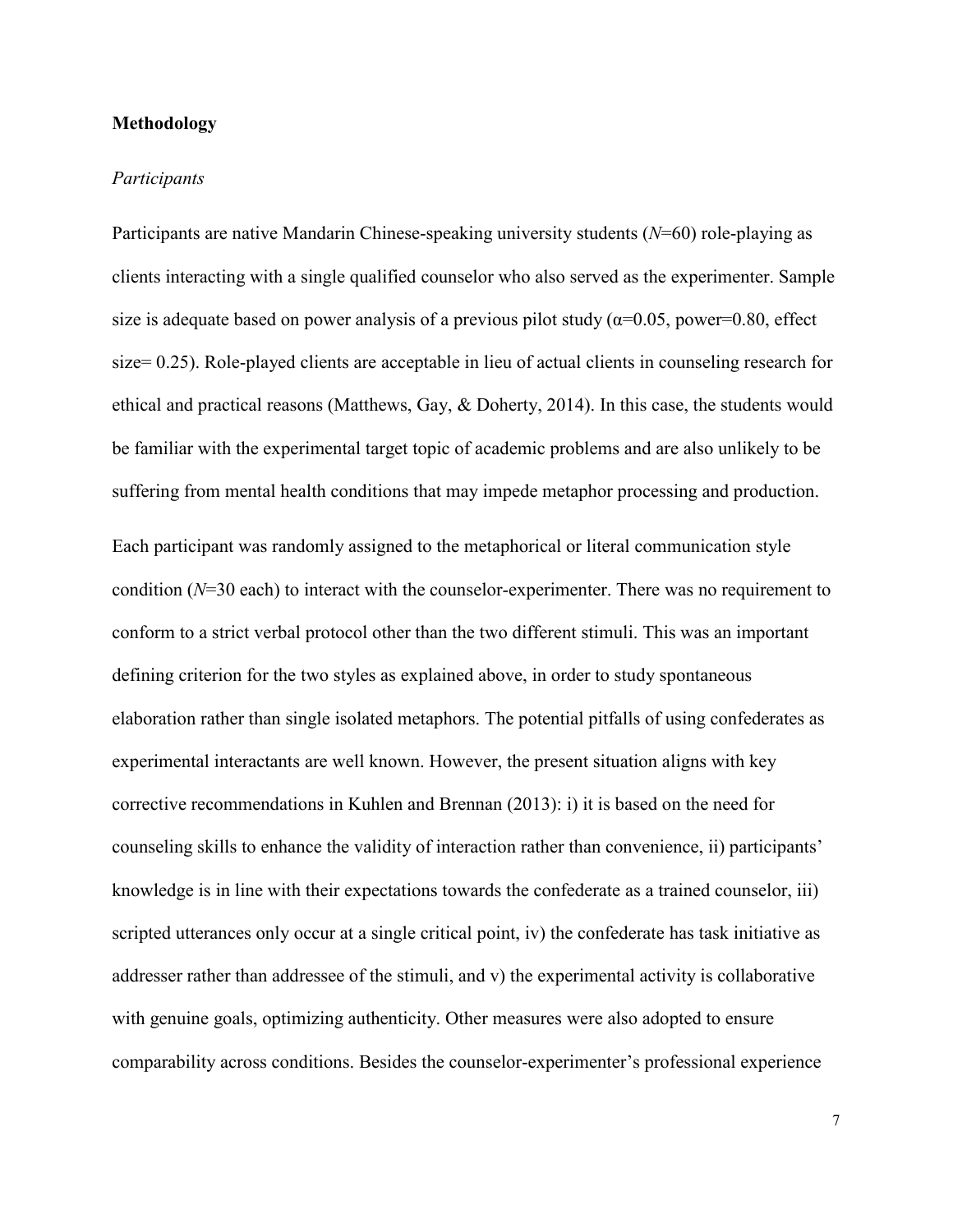## Methodology

### *Participants*

Participants are native Mandarin Chinese-speaking university students (*N*=60) role-playing as clients interacting with a single qualified counselor who also served as the experimenter. Sample size is adequate based on power analysis of a previous pilot study ($\alpha$=0.05, power=0.80, effect size= 0.25). Role-played clients are acceptable in lieu of actual clients in counseling research for ethical and practical reasons (Matthews, Gay, & Doherty, 2014). In this case, the students would be familiar with the experimental target topic of academic problems and are also unlikely to be suffering from mental health conditions that may impede metaphor processing and production.

Each participant was randomly assigned to the metaphorical or literal communication style condition (*N*=30 each) to interact with the counselor-experimenter. There was no requirement to conform to a strict verbal protocol other than the two different stimuli. This was an important defining criterion for the two styles as explained above, in order to study spontaneous elaboration rather than single isolated metaphors. The potential pitfalls of using confederates as experimental interactants are well known. However, the present situation aligns with key corrective recommendations in Kuhlen and Brennan (2013): i) it is based on the need for counseling skills to enhance the validity of interaction rather than convenience, ii) participants' knowledge is in line with their expectations towards the confederate as a trained counselor, iii) scripted utterances only occur at a single critical point, iv) the confederate has task initiative as addresser rather than addressee of the stimuli, and v) the experimental activity is collaborative with genuine goals, optimizing authenticity. Other measures were also adopted to ensure comparability across conditions. Besides the counselor-experimenter's professional experience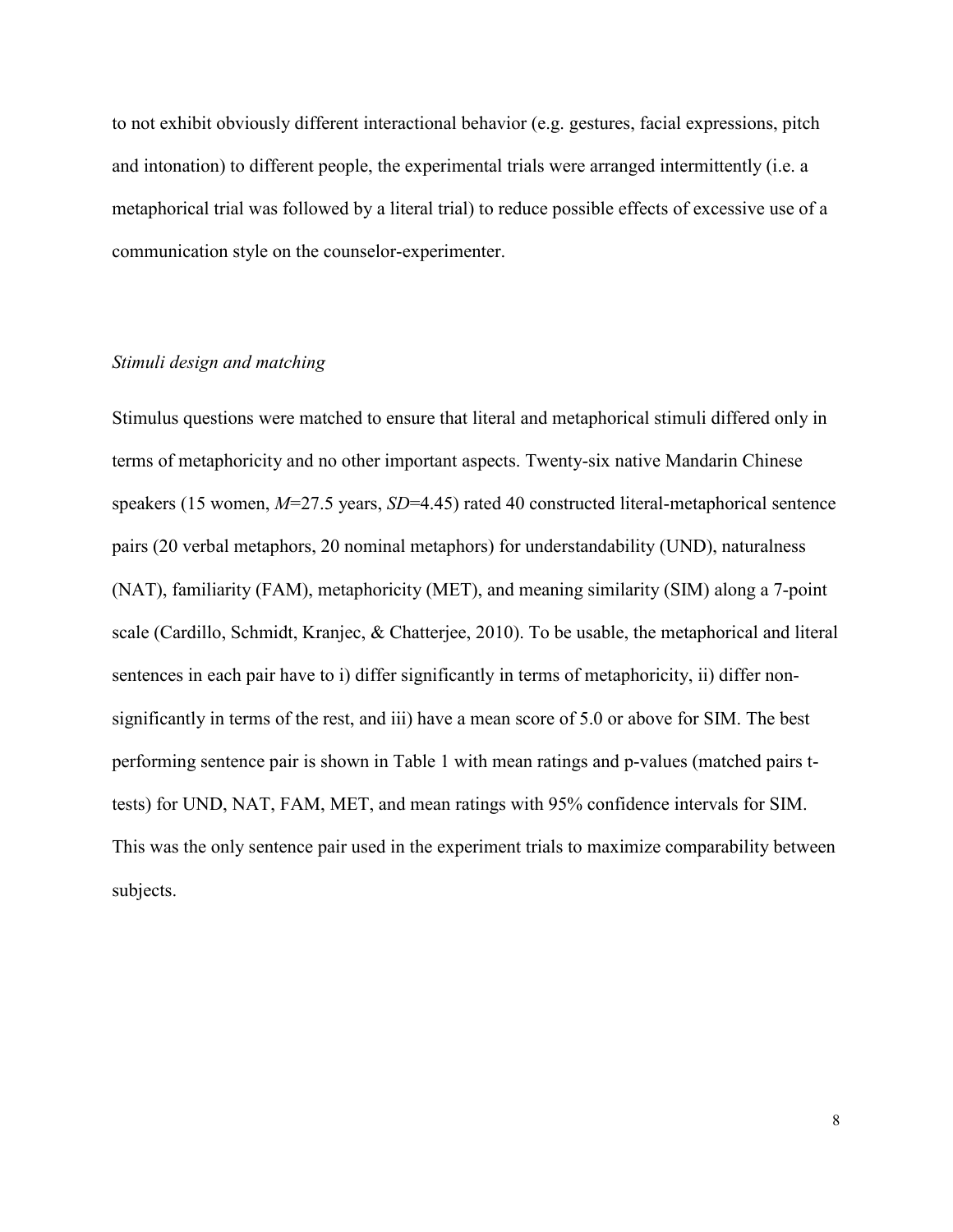to not exhibit obviously different interactional behavior (e.g. gestures, facial expressions, pitch and intonation) to different people, the experimental trials were arranged intermittently (i.e. a metaphorical trial was followed by a literal trial) to reduce possible effects of excessive use of a communication style on the counselor-experimenter.

*Stimuli design and matching*

Stimulus questions were matched to ensure that literal and metaphorical stimuli differed only in terms of metaphoricity and no other important aspects. Twenty-six native Mandarin Chinese speakers (15 women, $M$=27.5 years, $SD$=4.45) rated 40 constructed literal-metaphorical sentence pairs (20 verbal metaphors, 20 nominal metaphors) for understandability (UND), naturalness (NAT), familiarity (FAM), metaphoricity (MET), and meaning similarity (SIM) along a 7-point scale (Cardillo, Schmidt, Kranjec, & Chatterjee, 2010). To be usable, the metaphorical and literal sentences in each pair have to i) differ significantly in terms of metaphoricity, ii) differ non-significantly in terms of the rest, and iii) have a mean score of 5.0 or above for SIM. The best performing sentence pair is shown in Table 1 with mean ratings and p-values (matched pairs t-tests) for UND, NAT, FAM, MET, and mean ratings with 95% confidence intervals for SIM. This was the only sentence pair used in the experiment trials to maximize comparability between subjects.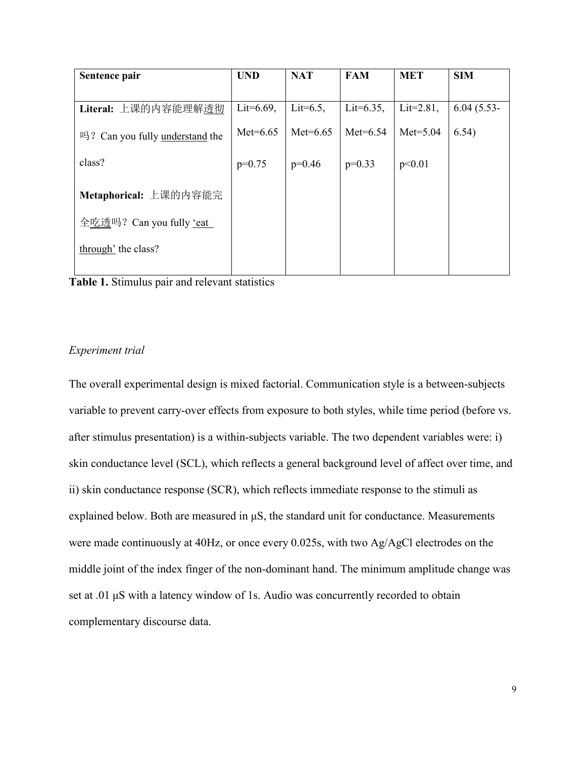| Sentence pair | UND | NAT | FAM | MET | SIM |
|---|---|---|---|---|---|
| **Literal:** 上课的内容能理解<u>透彻</u>吗？Can you fully <u>understand</u> the class? **Metaphorical:** 上课的内容能完全<u>吃透</u>吗？Can you fully <u>'eat through'</u> the class? | Lit=6.69, Met=6.65 $p=0.75$ | Lit=6.5, Met=6.65 $p=0.46$ | Lit=6.35, Met=6.54 $p=0.33$ | Lit=2.81, Met=5.04 $p<0.01$ | 6.04 (5.53-6.54) |

**Table 1.** Stimulus pair and relevant statistics

*Experiment trial*

The overall experimental design is mixed factorial. Communication style is a between-subjects variable to prevent carry-over effects from exposure to both styles, while time period (before vs. after stimulus presentation) is a within-subjects variable. The two dependent variables were: i) skin conductance level (SCL), which reflects a general background level of affect over time, and ii) skin conductance response (SCR), which reflects immediate response to the stimuli as explained below. Both are measured in μS, the standard unit for conductance. Measurements were made continuously at 40Hz, or once every 0.025s, with two Ag/AgCl electrodes on the middle joint of the index finger of the non-dominant hand. The minimum amplitude change was set at .01 μS with a latency window of 1s. Audio was concurrently recorded to obtain complementary discourse data.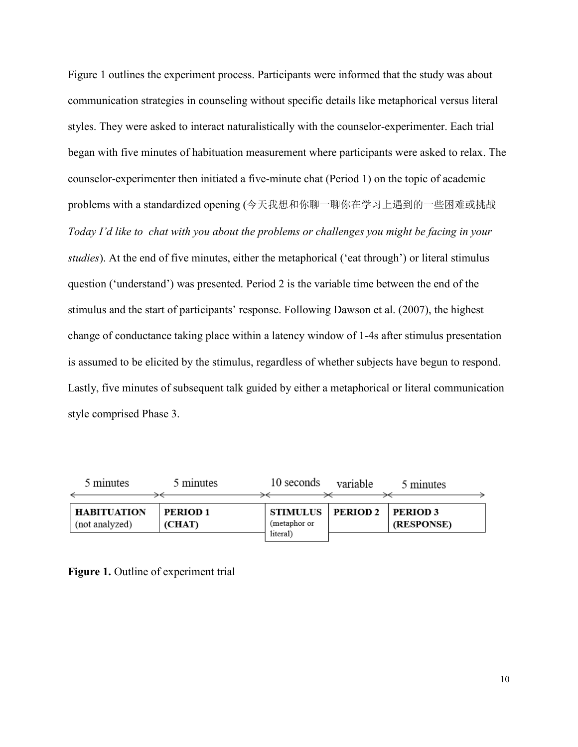Figure 1 outlines the experiment process. Participants were informed that the study was about communication strategies in counseling without specific details like metaphorical versus literal styles. They were asked to interact naturalistically with the counselor-experimenter. Each trial began with five minutes of habituation measurement where participants were asked to relax. The counselor-experimenter then initiated a five-minute chat (Period 1) on the topic of academic problems with a standardized opening (今天我想和你聊一聊你在学习上遇到的一些困难或挑战 *Today I'd like to chat with you about the problems or challenges you might be facing in your studies*). At the end of five minutes, either the metaphorical ('eat through') or literal stimulus question ('understand') was presented. Period 2 is the variable time between the end of the stimulus and the start of participants' response. Following Dawson et al. (2007), the highest change of conductance taking place within a latency window of 1-4s after stimulus presentation is assumed to be elicited by the stimulus, regardless of whether subjects have begun to respond. Lastly, five minutes of subsequent talk guided by either a metaphorical or literal communication style comprised Phase 3.

| 5 minutes | 5 minutes | 10 seconds | variable | 5 minutes |
|---|---|---|---|---|
| **HABITUATION** (not analyzed) | **PERIOD 1 (CHAT)** | **STIMULUS** (metaphor or literal) | **PERIOD 2** | **PERIOD 3 (RESPONSE)** |

**Figure 1.** Outline of experiment trial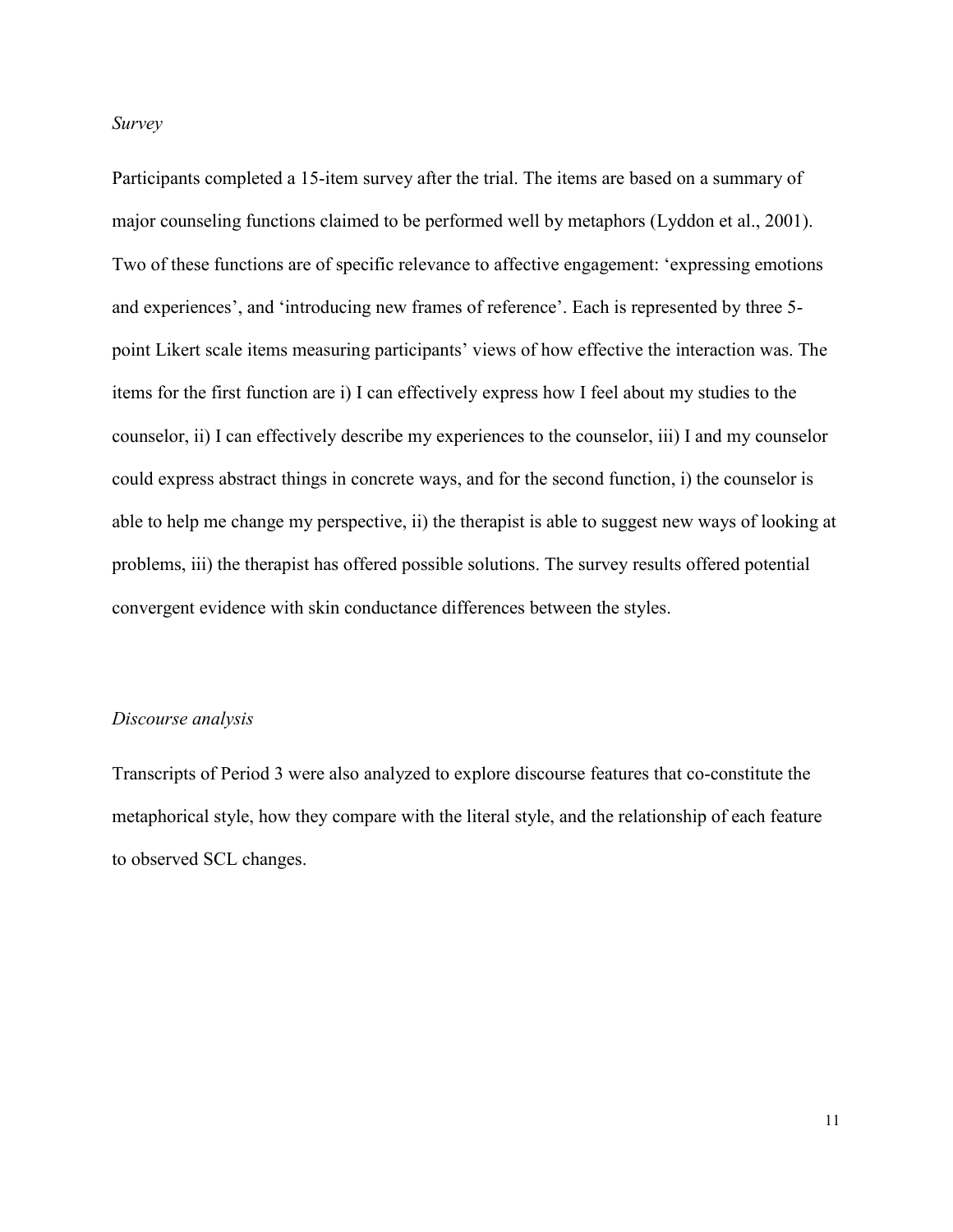*Survey*

Participants completed a 15-item survey after the trial. The items are based on a summary of major counseling functions claimed to be performed well by metaphors (Lyddon et al., 2001). Two of these functions are of specific relevance to affective engagement: 'expressing emotions and experiences', and 'introducing new frames of reference'. Each is represented by three 5-point Likert scale items measuring participants' views of how effective the interaction was. The items for the first function are i) I can effectively express how I feel about my studies to the counselor, ii) I can effectively describe my experiences to the counselor, iii) I and my counselor could express abstract things in concrete ways, and for the second function, i) the counselor is able to help me change my perspective, ii) the therapist is able to suggest new ways of looking at problems, iii) the therapist has offered possible solutions. The survey results offered potential convergent evidence with skin conductance differences between the styles.

*Discourse analysis*

Transcripts of Period 3 were also analyzed to explore discourse features that co-constitute the metaphorical style, how they compare with the literal style, and the relationship of each feature to observed SCL changes.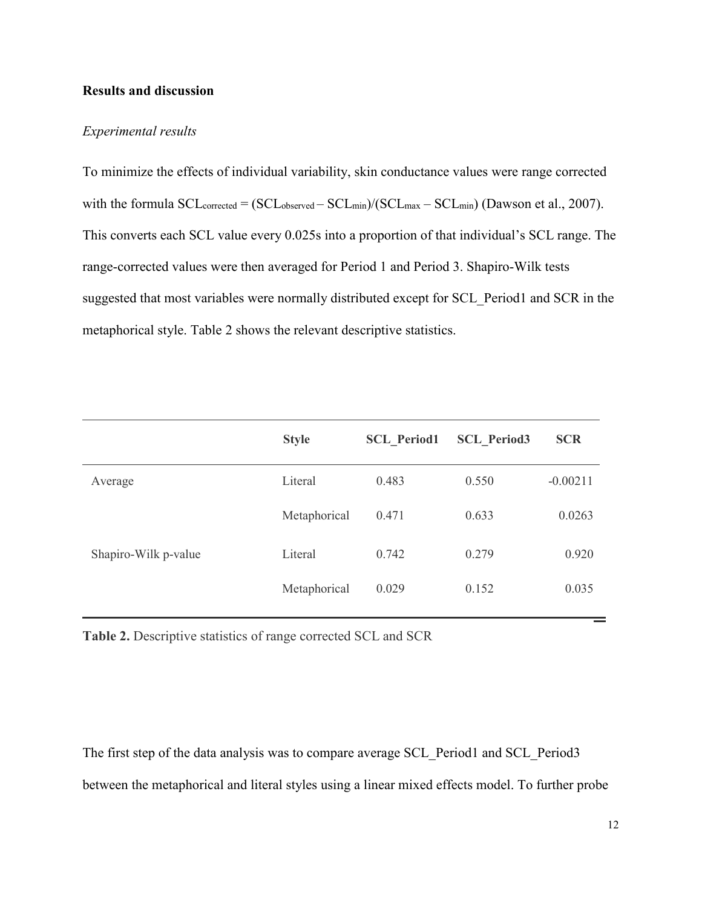## Results and discussion

### *Experimental results*

To minimize the effects of individual variability, skin conductance values were range corrected with the formula $SCL_{corrected} = (SCL_{observed} – SCL_{min})/(SCL_{max} – SCL_{min})$ (Dawson et al., 2007). This converts each SCL value every 0.025s into a proportion of that individual's SCL range. The range-corrected values were then averaged for Period 1 and Period 3. Shapiro-Wilk tests suggested that most variables were normally distributed except for SCL_Period1 and SCR in the metaphorical style. Table 2 shows the relevant descriptive statistics.

| | **Style** | **SCL_Period1** | **SCL_Period3** | **SCR** |
|---|---|---|---|---|
| Average | Literal | 0.483 | 0.550 | -0.00211 |
| | Metaphorical | 0.471 | 0.633 | 0.0263 |
| Shapiro-Wilk p-value | Literal | 0.742 | 0.279 | 0.920 |
| | Metaphorical | 0.029 | 0.152 | 0.035 |

**Table 2.** Descriptive statistics of range corrected SCL and SCR

The first step of the data analysis was to compare average SCL_Period1 and SCL_Period3 between the metaphorical and literal styles using a linear mixed effects model. To further probe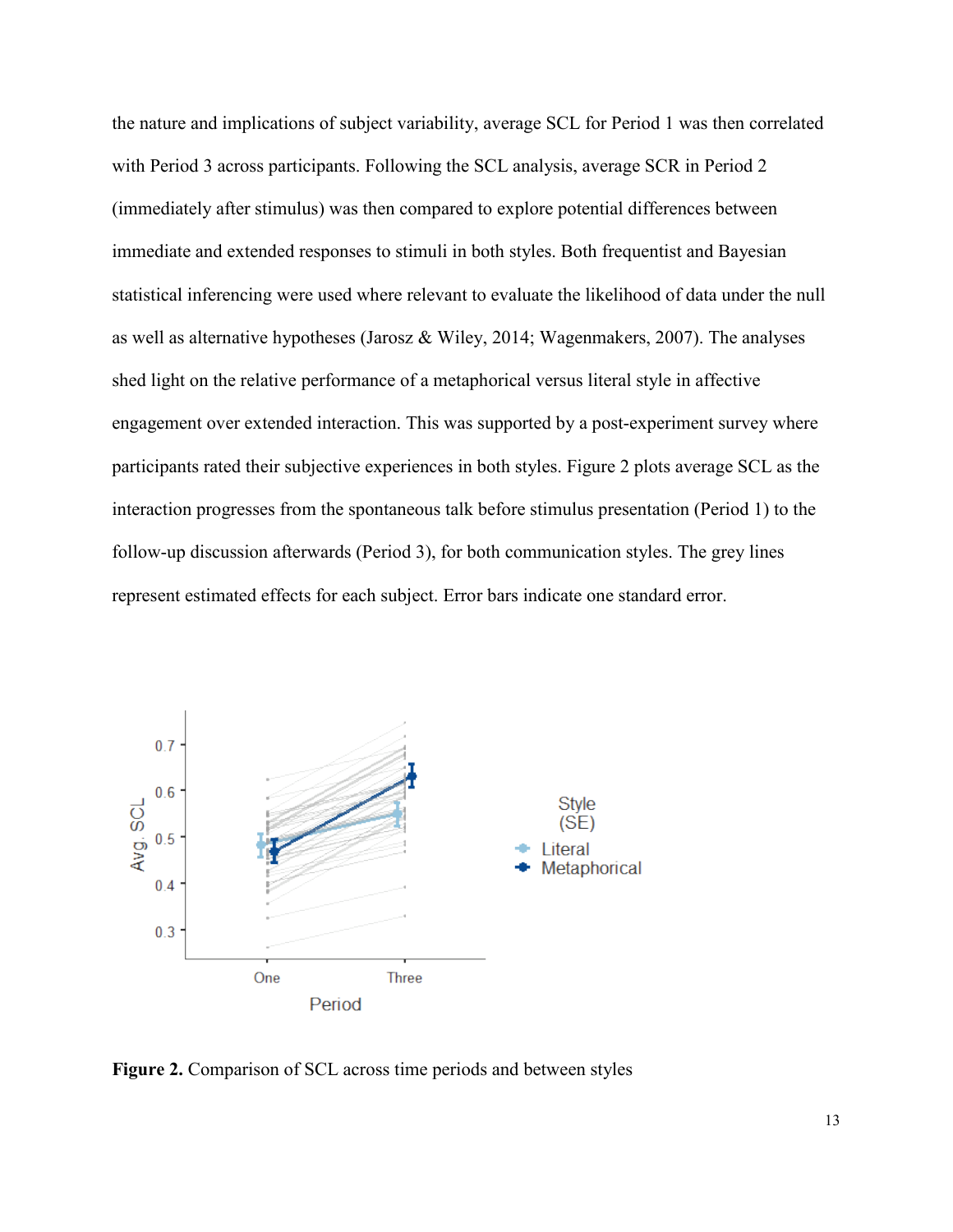the nature and implications of subject variability, average SCL for Period 1 was then correlated with Period 3 across participants. Following the SCL analysis, average SCR in Period 2 (immediately after stimulus) was then compared to explore potential differences between immediate and extended responses to stimuli in both styles. Both frequentist and Bayesian statistical inferencing were used where relevant to evaluate the likelihood of data under the null as well as alternative hypotheses (Jarosz & Wiley, 2014; Wagenmakers, 2007). The analyses shed light on the relative performance of a metaphorical versus literal style in affective engagement over extended interaction. This was supported by a post-experiment survey where participants rated their subjective experiences in both styles. Figure 2 plots average SCL as the interaction progresses from the spontaneous talk before stimulus presentation (Period 1) to the follow-up discussion afterwards (Period 3), for both communication styles. The grey lines represent estimated effects for each subject. Error bars indicate one standard error.

**Figure 2.** Comparison of SCL across time periods and between styles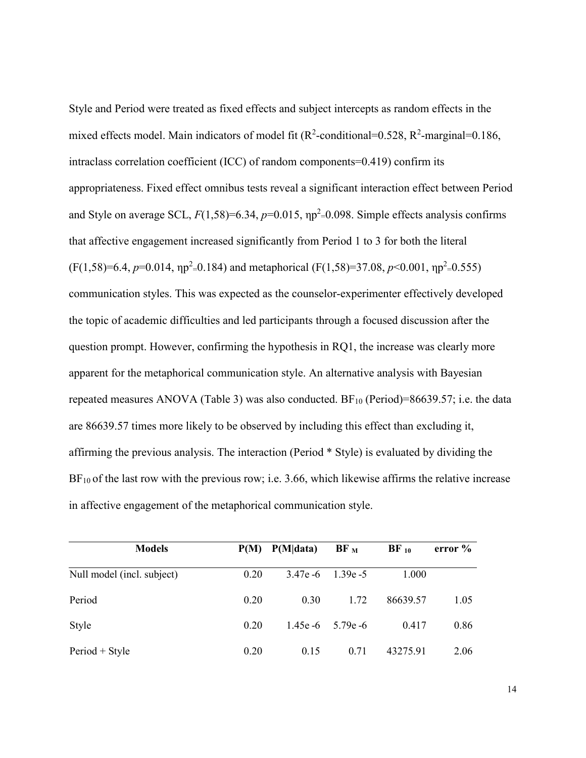Style and Period were treated as fixed effects and subject intercepts as random effects in the mixed effects model. Main indicators of model fit ($R^2$-conditional=0.528, $R^2$-marginal=0.186, intraclass correlation coefficient (ICC) of random components=0.419) confirm its appropriateness. Fixed effect omnibus tests reveal a significant interaction effect between Period and Style on average SCL, $F(1,58)=6.34$, $p=0.015$, $\eta p^2=0.098$. Simple effects analysis confirms that affective engagement increased significantly from Period 1 to 3 for both the literal ($F(1,58)=6.4$, $p=0.014$, $\eta p^2=0.184$) and metaphorical ($F(1,58)=37.08$, $p<0.001$, $\eta p^2=0.555$) communication styles. This was expected as the counselor-experimenter effectively developed the topic of academic difficulties and led participants through a focused discussion after the question prompt. However, confirming the hypothesis in RQ1, the increase was clearly more apparent for the metaphorical communication style. An alternative analysis with Bayesian repeated measures ANOVA (Table 3) was also conducted. $BF_{10}$ (Period)=86639.57; i.e. the data are 86639.57 times more likely to be observed by including this effect than excluding it, affirming the previous analysis. The interaction (Period * Style) is evaluated by dividing the $BF_{10}$ of the last row with the previous row; i.e. 3.66, which likewise affirms the relative increase in affective engagement of the metaphorical communication style.

| Models | P(M) | P(M\|data) | $BF_M$ | $BF_{10}$ | error % |
|---|---|---|---|---|---|
| Null model (incl. subject) | 0.20 | 3.47e -6 | 1.39e -5 | 1.000 | |
| Period | 0.20 | 0.30 | 1.72 | 86639.57 | 1.05 |
| Style | 0.20 | 1.45e -6 | 5.79e -6 | 0.417 | 0.86 |
| Period + Style | 0.20 | 0.15 | 0.71 | 43275.91 | 2.06 |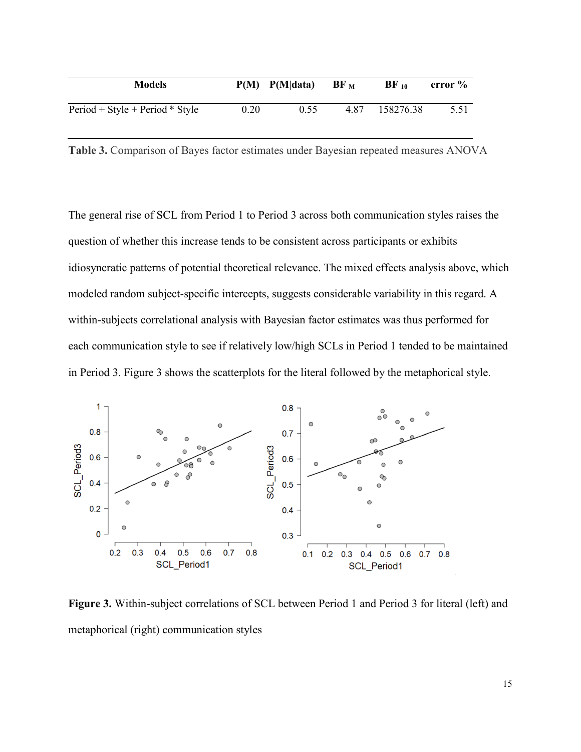| Models | P(M) | P(M\|data) | $BF_M$ | $BF_{10}$ | error % |
|---|---|---|---|---|---|
| Period + Style + Period * Style | 0.20 | 0.55 | 4.87 | 158276.38 | 5.51 |

**Table 3.** Comparison of Bayes factor estimates under Bayesian repeated measures ANOVA

The general rise of SCL from Period 1 to Period 3 across both communication styles raises the question of whether this increase tends to be consistent across participants or exhibits idiosyncratic patterns of potential theoretical relevance. The mixed effects analysis above, which modeled random subject-specific intercepts, suggests considerable variability in this regard. A within-subjects correlational analysis with Bayesian factor estimates was thus performed for each communication style to see if relatively low/high SCLs in Period 1 tended to be maintained in Period 3. Figure 3 shows the scatterplots for the literal followed by the metaphorical style.

**Figure 3.** Within-subject correlations of SCL between Period 1 and Period 3 for literal (left) and metaphorical (right) communication styles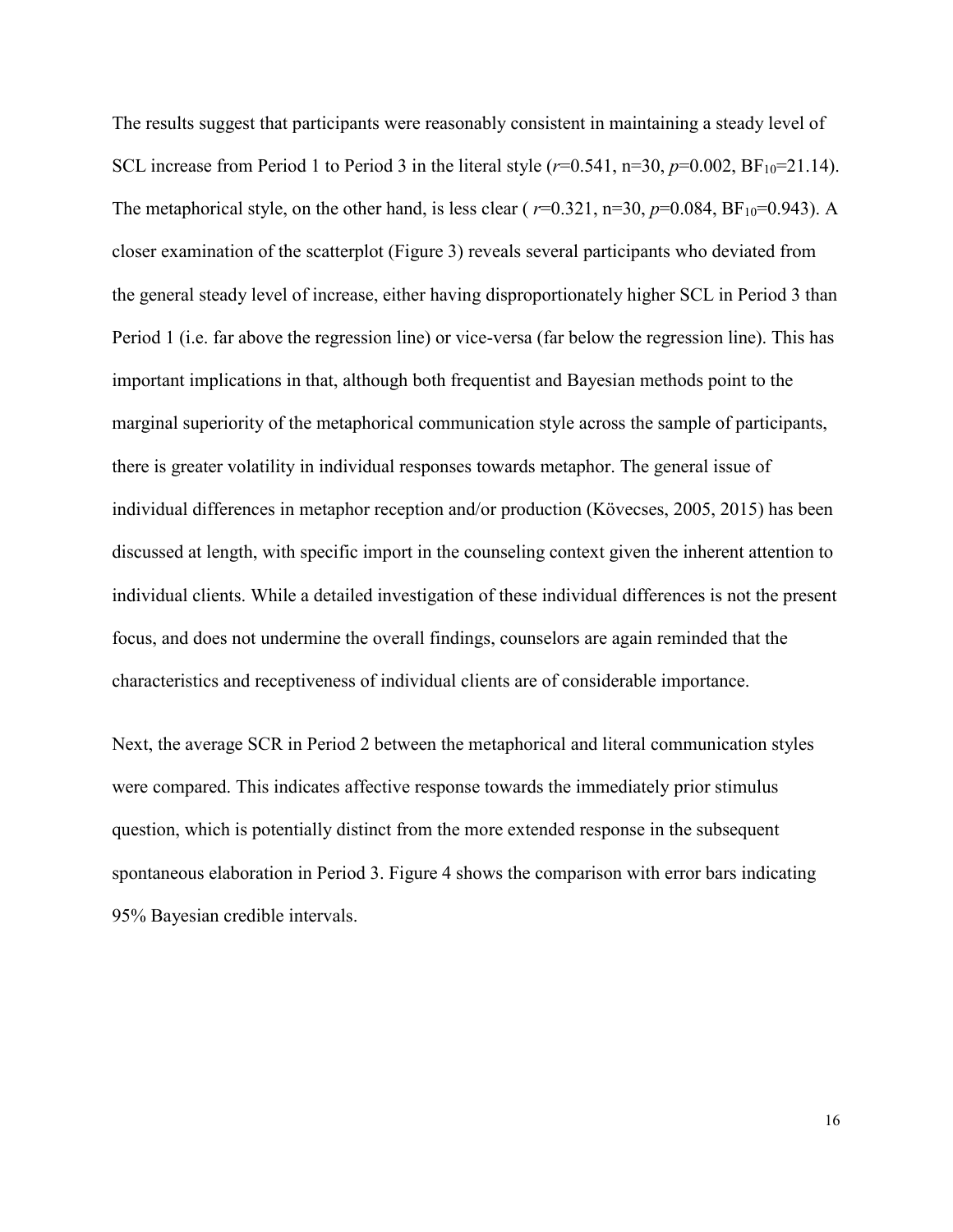The results suggest that participants were reasonably consistent in maintaining a steady level of SCL increase from Period 1 to Period 3 in the literal style ($r$=0.541, n=30, $p$=0.002, $BF_{10}$=21.14). The metaphorical style, on the other hand, is less clear ( $r$=0.321, n=30, $p$=0.084, $BF_{10}$=0.943). A closer examination of the scatterplot (Figure 3) reveals several participants who deviated from the general steady level of increase, either having disproportionately higher SCL in Period 3 than Period 1 (i.e. far above the regression line) or vice-versa (far below the regression line). This has important implications in that, although both frequentist and Bayesian methods point to the marginal superiority of the metaphorical communication style across the sample of participants, there is greater volatility in individual responses towards metaphor. The general issue of individual differences in metaphor reception and/or production (Kövecses, 2005, 2015) has been discussed at length, with specific import in the counseling context given the inherent attention to individual clients. While a detailed investigation of these individual differences is not the present focus, and does not undermine the overall findings, counselors are again reminded that the characteristics and receptiveness of individual clients are of considerable importance.

Next, the average SCR in Period 2 between the metaphorical and literal communication styles were compared. This indicates affective response towards the immediately prior stimulus question, which is potentially distinct from the more extended response in the subsequent spontaneous elaboration in Period 3. Figure 4 shows the comparison with error bars indicating 95% Bayesian credible intervals.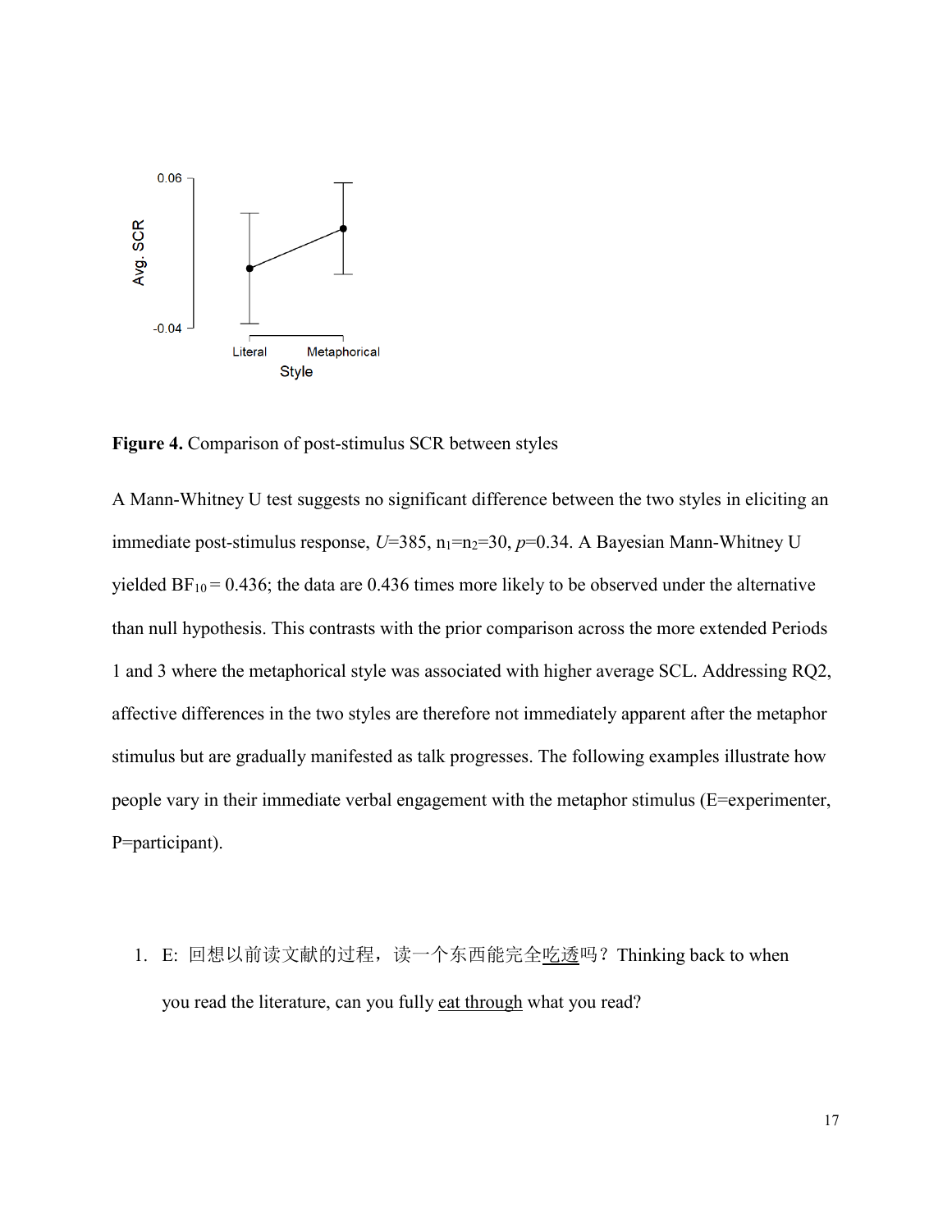**Figure 4.** Comparison of post-stimulus SCR between styles

A Mann-Whitney U test suggests no significant difference between the two styles in eliciting an immediate post-stimulus response, $U$=385, $n_1$=$n_2$=30, $p$=0.34. A Bayesian Mann-Whitney U yielded $BF_{10}$ = 0.436; the data are 0.436 times more likely to be observed under the alternative than null hypothesis. This contrasts with the prior comparison across the more extended Periods 1 and 3 where the metaphorical style was associated with higher average SCL. Addressing RQ2, affective differences in the two styles are therefore not immediately apparent after the metaphor stimulus but are gradually manifested as talk progresses. The following examples illustrate how people vary in their immediate verbal engagement with the metaphor stimulus (E=experimenter, P=participant).

1. E: 回想以前读文献的过程，读一个东西能完全<u>吃透</u>吗？Thinking back to when you read the literature, can you fully <u>eat through</u> what you read?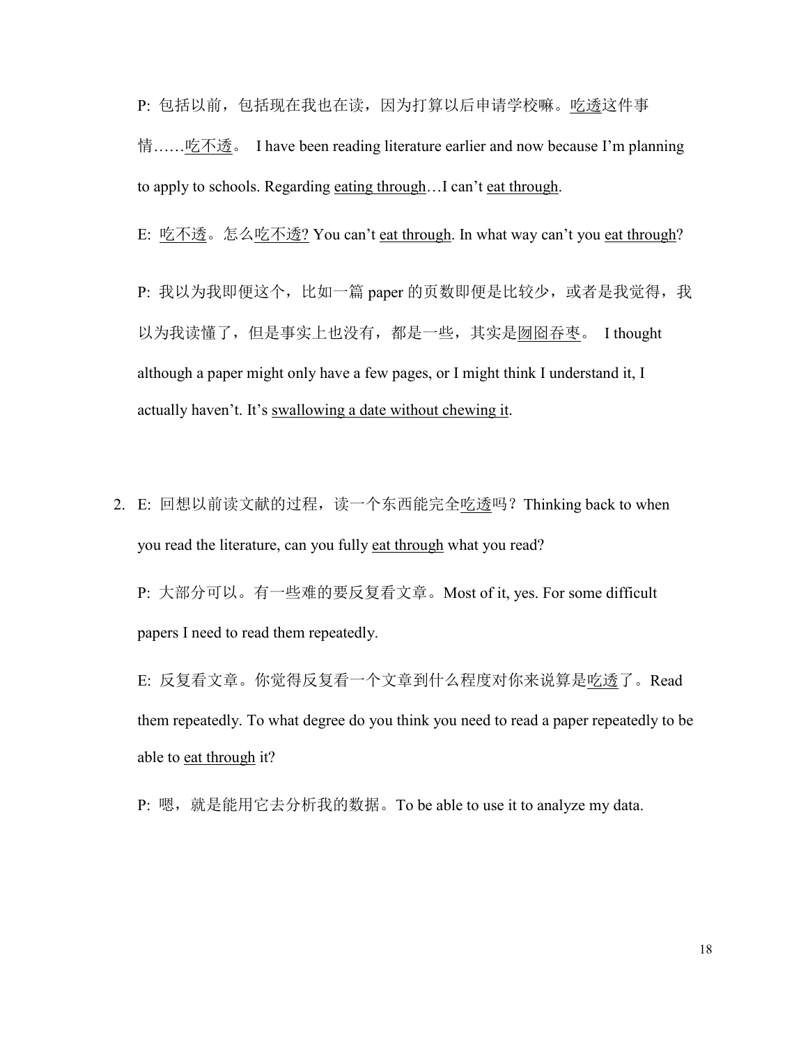P: 包括以前，包括现在我也在读，因为打算以后申请学校嘛。<u>吃透</u>这件事情……<u>吃不透</u>。 I have been reading literature earlier and now because I'm planning to apply to schools. Regarding <u>eating through</u>…I can't <u>eat through</u>.

E: <u>吃不透</u>。怎么<u>吃不透?</u> You can't <u>eat through</u>. In what way can't you <u>eat through</u>?

P: 我以为我即便这个，比如一篇 paper 的页数即便是比较少，或者是我觉得，我以为我读懂了，但是事实上也没有，都是一些，其实是<u>囫囵吞枣</u>。 I thought although a paper might only have a few pages, or I might think I understand it, I actually haven't. It's <u>swallowing a date without chewing it</u>.

2. E: 回想以前读文献的过程，读一个东西能完全<u>吃透</u>吗？Thinking back to when you read the literature, can you fully <u>eat through</u> what you read?

   P: 大部分可以。有一些难的要反复看文章。Most of it, yes. For some difficult papers I need to read them repeatedly.

   E: 反复看文章。你觉得反复看一个文章到什么程度对你来说算是<u>吃透</u>了。Read them repeatedly. To what degree do you think you need to read a paper repeatedly to be able to <u>eat through</u> it?

   P: 嗯，就是能用它去分析我的数据。To be able to use it to analyze my data.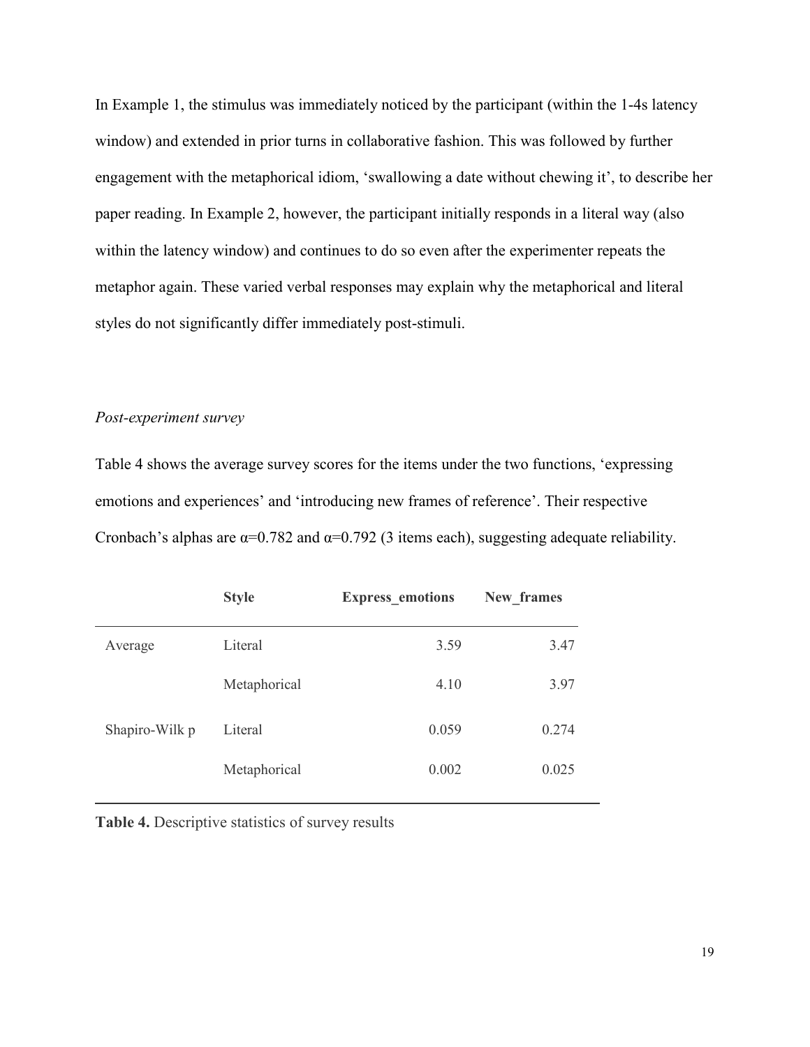In Example 1, the stimulus was immediately noticed by the participant (within the 1-4s latency window) and extended in prior turns in collaborative fashion. This was followed by further engagement with the metaphorical idiom, 'swallowing a date without chewing it', to describe her paper reading. In Example 2, however, the participant initially responds in a literal way (also within the latency window) and continues to do so even after the experimenter repeats the metaphor again. These varied verbal responses may explain why the metaphorical and literal styles do not significantly differ immediately post-stimuli.

*Post-experiment survey*

Table 4 shows the average survey scores for the items under the two functions, 'expressing emotions and experiences' and 'introducing new frames of reference'. Their respective Cronbach's alphas are $\alpha=0.782$ and $\alpha=0.792$ (3 items each), suggesting adequate reliability.

| | **Style** | **Express_emotions** | **New_frames** |
|---|---|---|---|
| Average | Literal | 3.59 | 3.47 |
| | Metaphorical | 4.10 | 3.97 |
| Shapiro-Wilk p | Literal | 0.059 | 0.274 |
| | Metaphorical | 0.002 | 0.025 |

**Table 4.** Descriptive statistics of survey results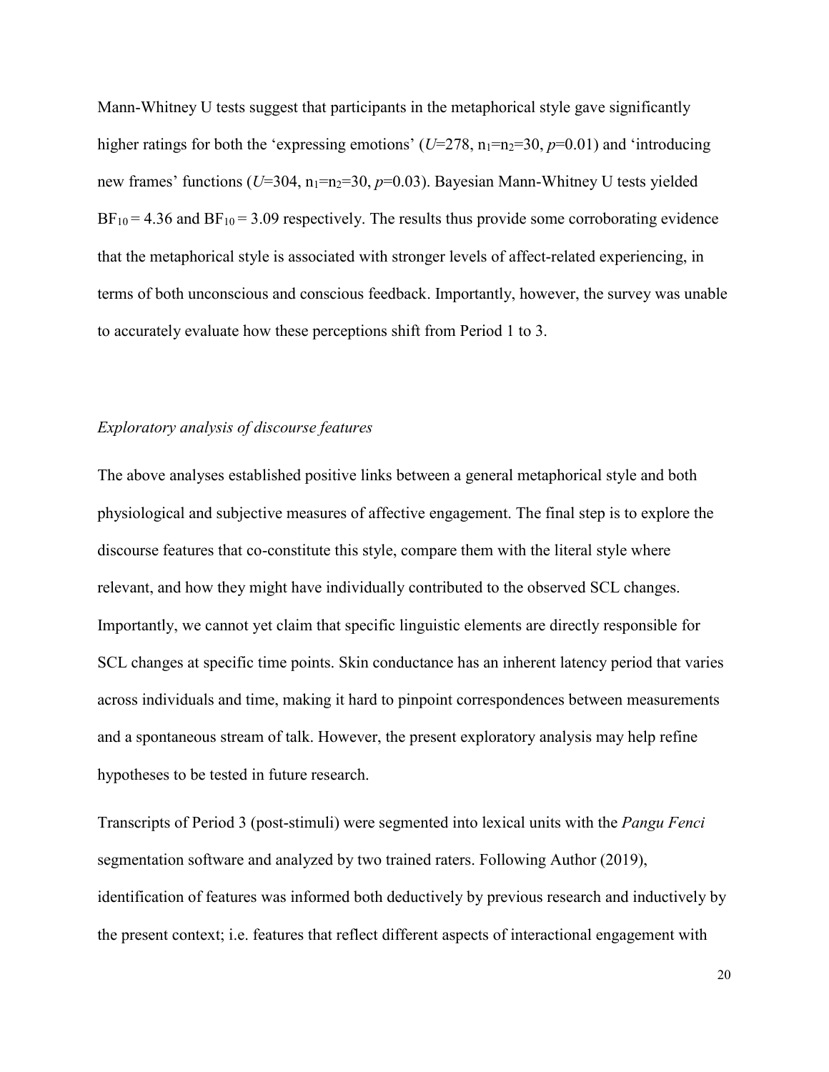Mann-Whitney U tests suggest that participants in the metaphorical style gave significantly higher ratings for both the 'expressing emotions' ($U$=278, $n_1$=$n_2$=30, $p$=0.01) and 'introducing new frames' functions ($U$=304, $n_1$=$n_2$=30, $p$=0.03). Bayesian Mann-Whitney U tests yielded $BF_{10}$ = 4.36 and $BF_{10}$ = 3.09 respectively. The results thus provide some corroborating evidence that the metaphorical style is associated with stronger levels of affect-related experiencing, in terms of both unconscious and conscious feedback. Importantly, however, the survey was unable to accurately evaluate how these perceptions shift from Period 1 to 3.

### *Exploratory analysis of discourse features*

The above analyses established positive links between a general metaphorical style and both physiological and subjective measures of affective engagement. The final step is to explore the discourse features that co-constitute this style, compare them with the literal style where relevant, and how they might have individually contributed to the observed SCL changes. Importantly, we cannot yet claim that specific linguistic elements are directly responsible for SCL changes at specific time points. Skin conductance has an inherent latency period that varies across individuals and time, making it hard to pinpoint correspondences between measurements and a spontaneous stream of talk. However, the present exploratory analysis may help refine hypotheses to be tested in future research.

Transcripts of Period 3 (post-stimuli) were segmented into lexical units with the *Pangu Fenci* segmentation software and analyzed by two trained raters. Following Author (2019), identification of features was informed both deductively by previous research and inductively by the present context; i.e. features that reflect different aspects of interactional engagement with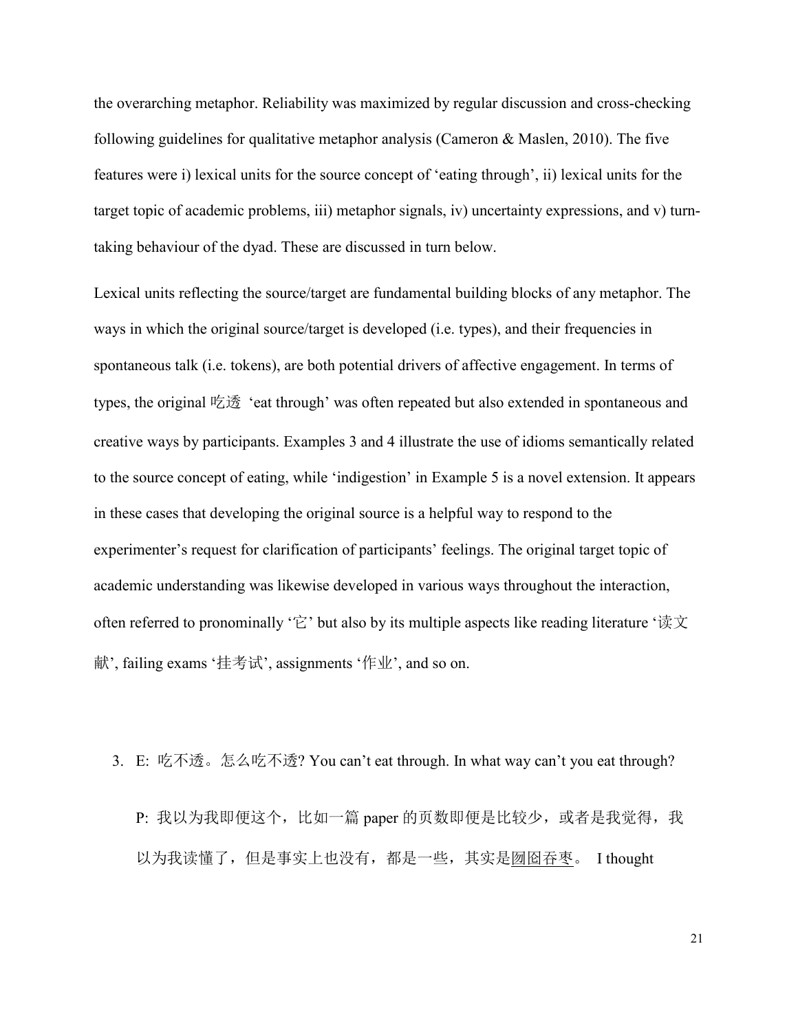the overarching metaphor. Reliability was maximized by regular discussion and cross-checking following guidelines for qualitative metaphor analysis (Cameron & Maslen, 2010). The five features were i) lexical units for the source concept of 'eating through', ii) lexical units for the target topic of academic problems, iii) metaphor signals, iv) uncertainty expressions, and v) turn-taking behaviour of the dyad. These are discussed in turn below.

Lexical units reflecting the source/target are fundamental building blocks of any metaphor. The ways in which the original source/target is developed (i.e. types), and their frequencies in spontaneous talk (i.e. tokens), are both potential drivers of affective engagement. In terms of types, the original 吃透 'eat through' was often repeated but also extended in spontaneous and creative ways by participants. Examples 3 and 4 illustrate the use of idioms semantically related to the source concept of eating, while 'indigestion' in Example 5 is a novel extension. It appears in these cases that developing the original source is a helpful way to respond to the experimenter's request for clarification of participants' feelings. The original target topic of academic understanding was likewise developed in various ways throughout the interaction, often referred to pronominally '它' but also by its multiple aspects like reading literature '读文献', failing exams '挂考试', assignments '作业', and so on.

3. E: 吃不透。怎么吃不透? You can't eat through. In what way can't you eat through?

   P: 我以为我即便这个，比如一篇 paper 的页数即便是比较少，或者是我觉得，我以为我读懂了，但是事实上也没有，都是一些，其实是<u>囫囵吞枣</u>。 I thought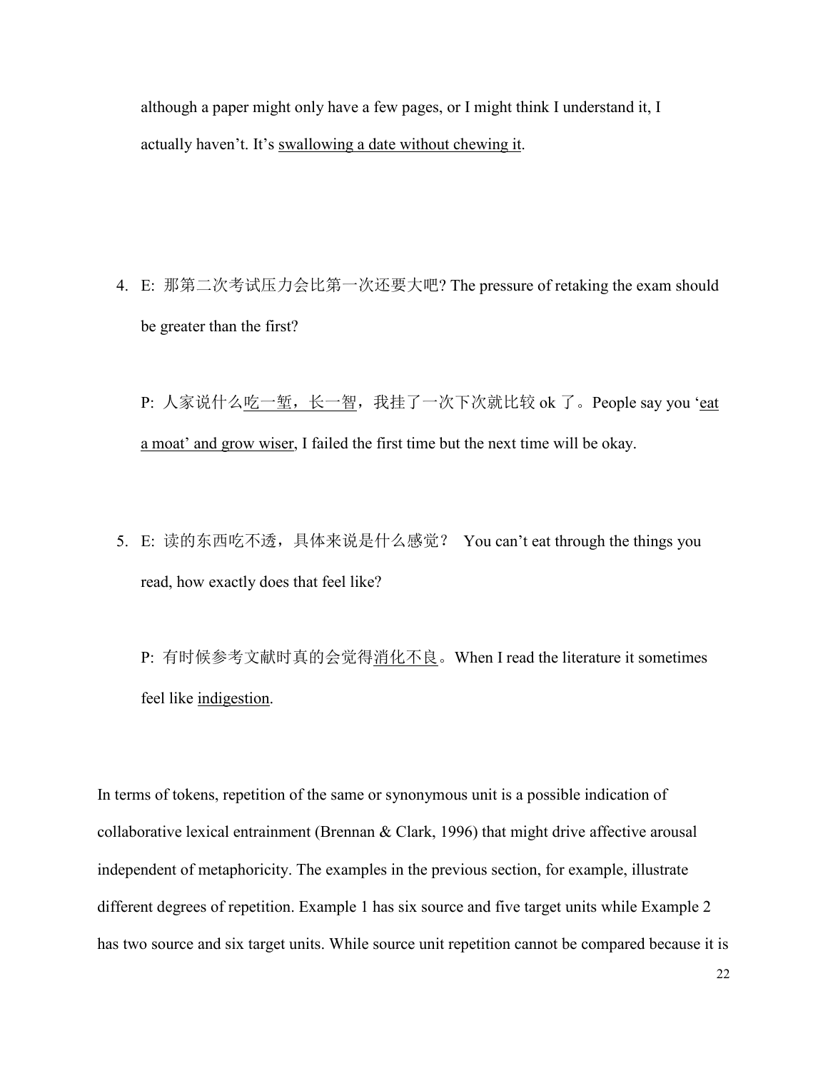although a paper might only have a few pages, or I might think I understand it, I actually haven't. It's <u>swallowing a date without chewing it</u>.

4. E: 那第二次考试压力会比第一次还要大吧? The pressure of retaking the exam should be greater than the first?

   P: 人家说什么<u>吃一堑，长一智</u>，我挂了一次下次就比较 ok 了。People say you '<u>eat a moat' and grow wiser</u>, I failed the first time but the next time will be okay.

5. E: 读的东西吃不透，具体来说是什么感觉？ You can't eat through the things you read, how exactly does that feel like?

   P: 有时候参考文献时真的会觉得<u>消化不良</u>。When I read the literature it sometimes feel like <u>indigestion</u>.

In terms of tokens, repetition of the same or synonymous unit is a possible indication of collaborative lexical entrainment (Brennan & Clark, 1996) that might drive affective arousal independent of metaphoricity. The examples in the previous section, for example, illustrate different degrees of repetition. Example 1 has six source and five target units while Example 2 has two source and six target units. While source unit repetition cannot be compared because it is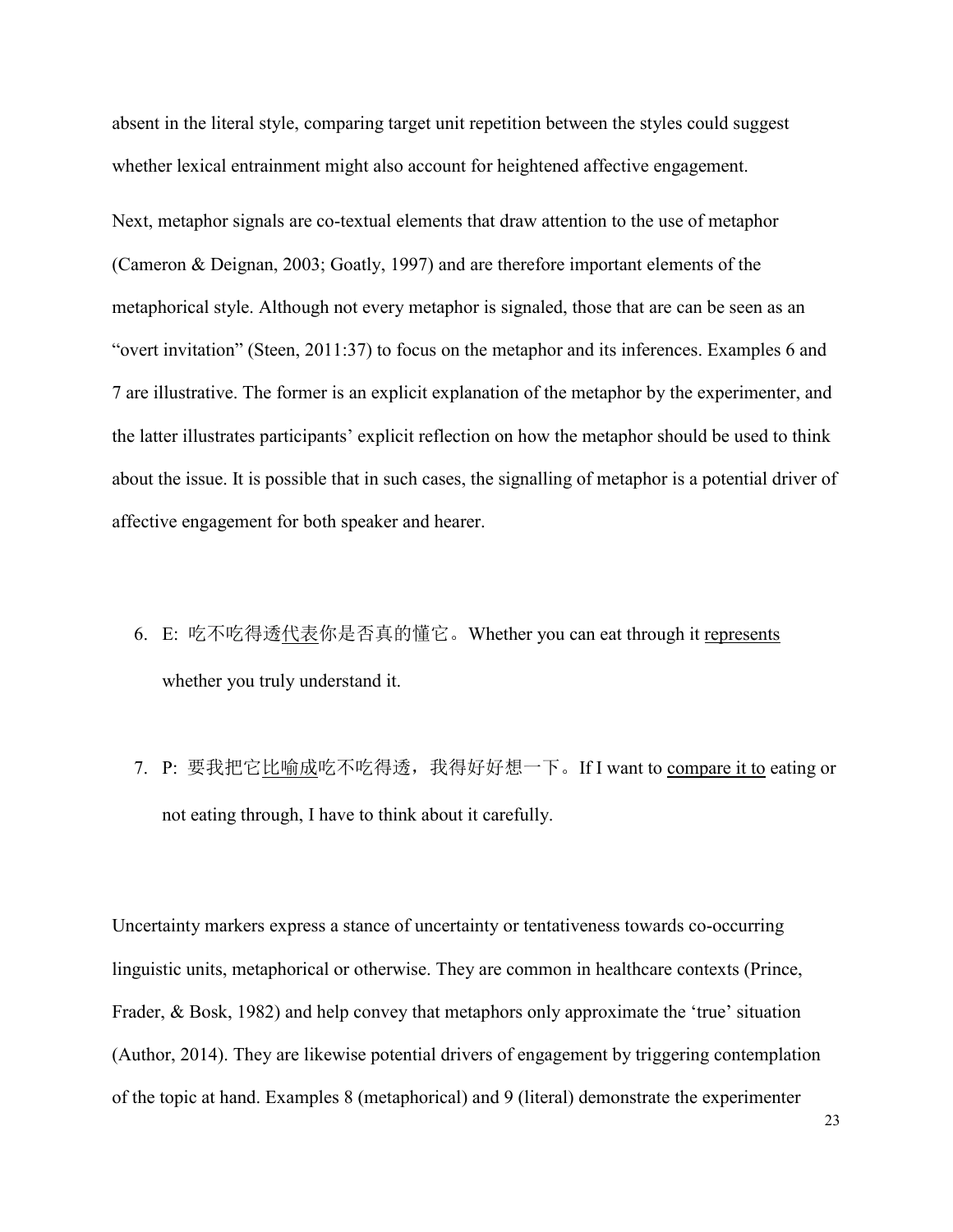absent in the literal style, comparing target unit repetition between the styles could suggest whether lexical entrainment might also account for heightened affective engagement.

Next, metaphor signals are co-textual elements that draw attention to the use of metaphor (Cameron & Deignan, 2003; Goatly, 1997) and are therefore important elements of the metaphorical style. Although not every metaphor is signaled, those that are can be seen as an "overt invitation" (Steen, 2011:37) to focus on the metaphor and its inferences. Examples 6 and 7 are illustrative. The former is an explicit explanation of the metaphor by the experimenter, and the latter illustrates participants' explicit reflection on how the metaphor should be used to think about the issue. It is possible that in such cases, the signalling of metaphor is a potential driver of affective engagement for both speaker and hearer.

6. E: 吃不吃得透<u>代表</u>你是否真的懂它。Whether you can eat through it <u>represents</u> whether you truly understand it.

7. P: 要我把它<u>比喻成</u>吃不吃得透，我得好好想一下。If I want to <u>compare it to</u> eating or not eating through, I have to think about it carefully.

Uncertainty markers express a stance of uncertainty or tentativeness towards co-occurring linguistic units, metaphorical or otherwise. They are common in healthcare contexts (Prince, Frader, & Bosk, 1982) and help convey that metaphors only approximate the 'true' situation (Author, 2014). They are likewise potential drivers of engagement by triggering contemplation of the topic at hand. Examples 8 (metaphorical) and 9 (literal) demonstrate the experimenter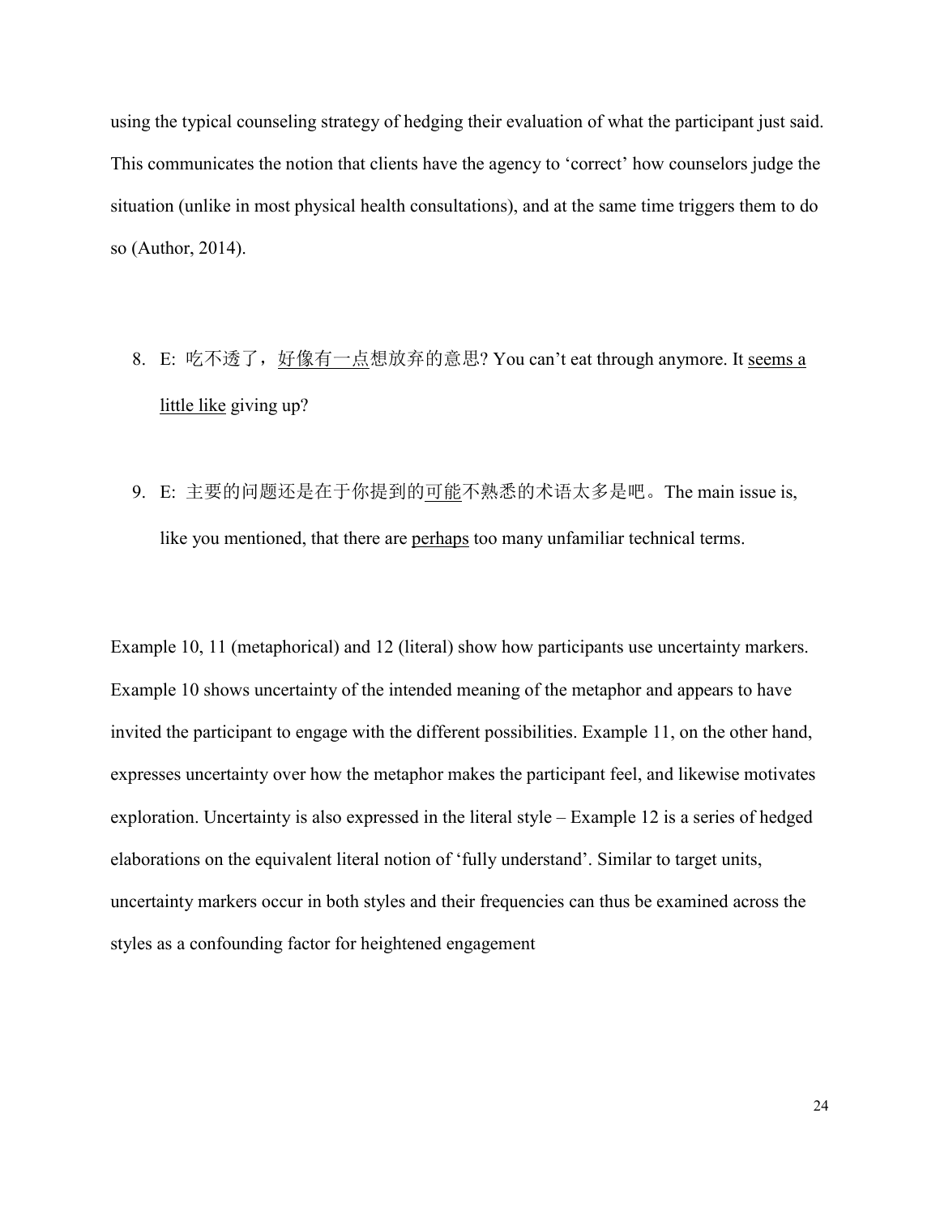using the typical counseling strategy of hedging their evaluation of what the participant just said. This communicates the notion that clients have the agency to 'correct' how counselors judge the situation (unlike in most physical health consultations), and at the same time triggers them to do so (Author, 2014).

8. E: 吃不透了，<u>好像有一点</u>想放弃的意思? You can't eat through anymore. It <u>seems a little like</u> giving up?

9. E: 主要的问题还是在于你提到的<u>可能</u>不熟悉的术语太多是吧。The main issue is, like you mentioned, that there are <u>perhaps</u> too many unfamiliar technical terms.

Example 10, 11 (metaphorical) and 12 (literal) show how participants use uncertainty markers. Example 10 shows uncertainty of the intended meaning of the metaphor and appears to have invited the participant to engage with the different possibilities. Example 11, on the other hand, expresses uncertainty over how the metaphor makes the participant feel, and likewise motivates exploration. Uncertainty is also expressed in the literal style – Example 12 is a series of hedged elaborations on the equivalent literal notion of 'fully understand'. Similar to target units, uncertainty markers occur in both styles and their frequencies can thus be examined across the styles as a confounding factor for heightened engagement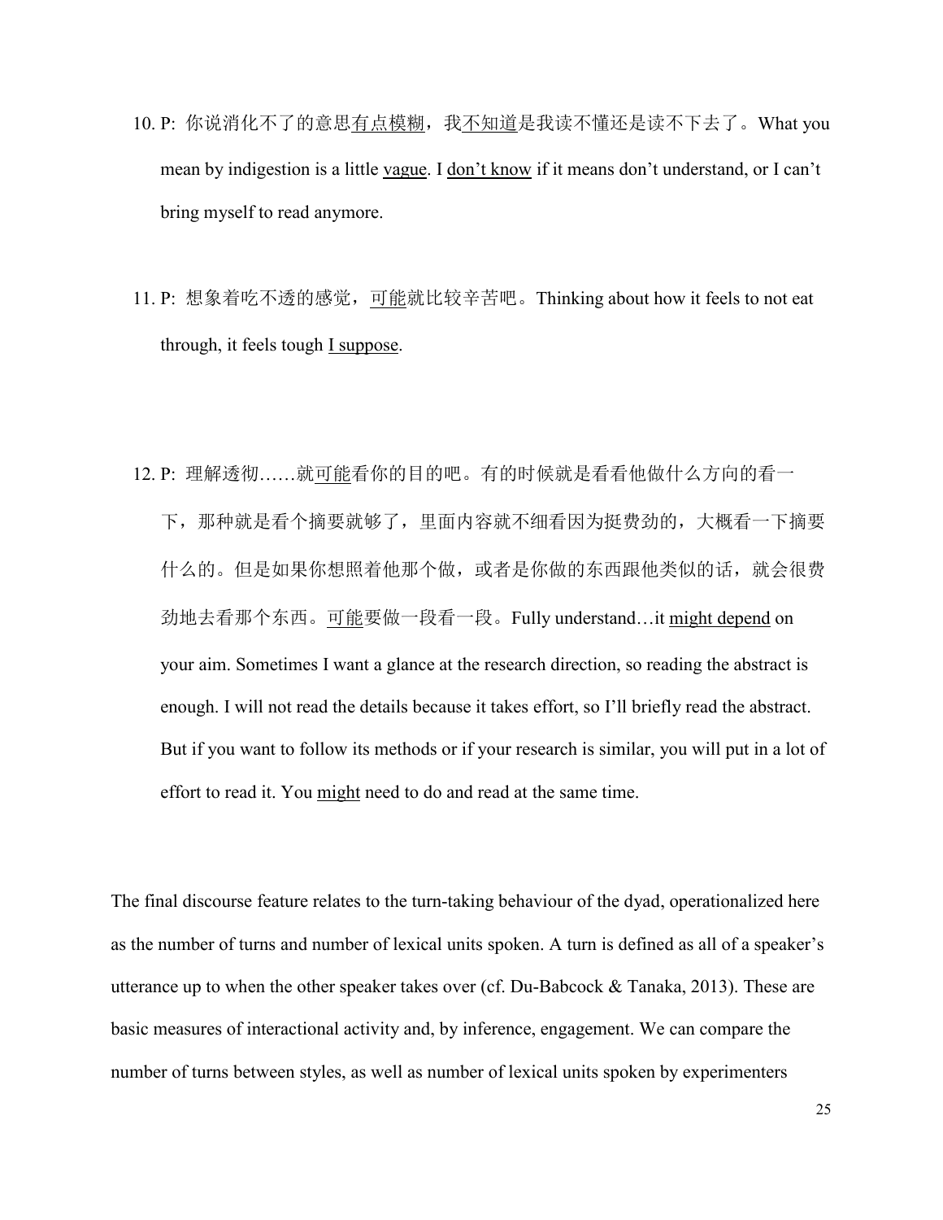10. P: 你说消化不了的意思<u>有点模糊</u>，我<u>不知道</u>是我读不懂还是读不下去了。What you mean by indigestion is a little <u>vague</u>. I <u>don't know</u> if it means don't understand, or I can't bring myself to read anymore.

11. P: 想象着吃不透的感觉，<u>可能</u>就比较辛苦吧。Thinking about how it feels to not eat through, it feels tough <u>I suppose</u>.

12. P: 理解透彻……就<u>可能</u>看你的目的吧。有的时候就是看看他做什么方向的看一下，那种就是看个摘要就够了，里面内容就不细看因为挺费劲的，大概看一下摘要什么的。但是如果你想照着他那个做，或者是你做的东西跟他类似的话，就会很费劲地去看那个东西。<u>可能</u>要做一段看一段。Fully understand…it <u>might depend</u> on your aim. Sometimes I want a glance at the research direction, so reading the abstract is enough. I will not read the details because it takes effort, so I'll briefly read the abstract. But if you want to follow its methods or if your research is similar, you will put in a lot of effort to read it. You <u>might</u> need to do and read at the same time.

The final discourse feature relates to the turn-taking behaviour of the dyad, operationalized here as the number of turns and number of lexical units spoken. A turn is defined as all of a speaker's utterance up to when the other speaker takes over (cf. Du-Babcock & Tanaka, 2013). These are basic measures of interactional activity and, by inference, engagement. We can compare the number of turns between styles, as well as number of lexical units spoken by experimenters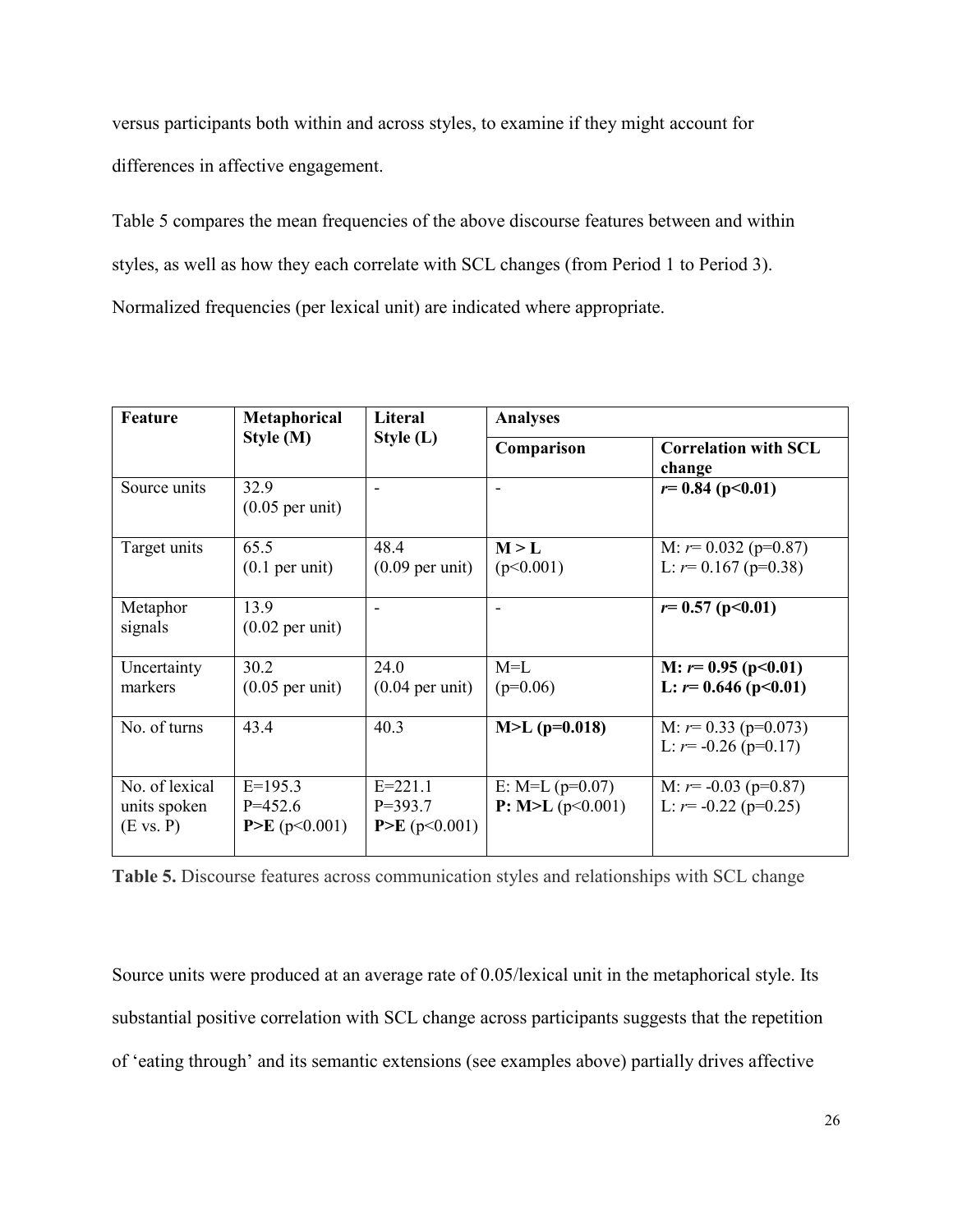versus participants both within and across styles, to examine if they might account for differences in affective engagement.

Table 5 compares the mean frequencies of the above discourse features between and within styles, as well as how they each correlate with SCL changes (from Period 1 to Period 3). Normalized frequencies (per lexical unit) are indicated where appropriate.

| Feature | Metaphorical Style (M) | Literal Style (L) | Analyses | |
|---|---|---|---|---|
| | | | Comparison | Correlation with SCL change |
| Source units | 32.9 (0.05 per unit) | - | - | **$r$= 0.84 (p<0.01)** |
| Target units | 65.5 (0.1 per unit) | 48.4 (0.09 per unit) | **M > L** (p<0.001) | M: $r$= 0.032 (p=0.87)<br>L: $r$= 0.167 (p=0.38) |
| Metaphor signals | 13.9 (0.02 per unit) | - | - | **$r$= 0.57 (p<0.01)** |
| Uncertainty markers | 30.2 (0.05 per unit) | 24.0 (0.04 per unit) | M=L (p=0.06) | **M: $r$= 0.95 (p<0.01)**<br>**L: $r$= 0.646 (p<0.01)** |
| No. of turns | 43.4 | 40.3 | **M>L (p=0.018)** | M: $r$= 0.33 (p=0.073)<br>L: $r$= -0.26 (p=0.17) |
| No. of lexical units spoken (E vs. P) | E=195.3<br>P=452.6<br>**P>E** (p<0.001) | E=221.1<br>P=393.7<br>**P>E** (p<0.001) | E: M=L (p=0.07)<br>**P: M>L** (p<0.001) | M: $r$= -0.03 (p=0.87)<br>L: $r$= -0.22 (p=0.25) |

**Table 5.** Discourse features across communication styles and relationships with SCL change

Source units were produced at an average rate of 0.05/lexical unit in the metaphorical style. Its substantial positive correlation with SCL change across participants suggests that the repetition of 'eating through' and its semantic extensions (see examples above) partially drives affective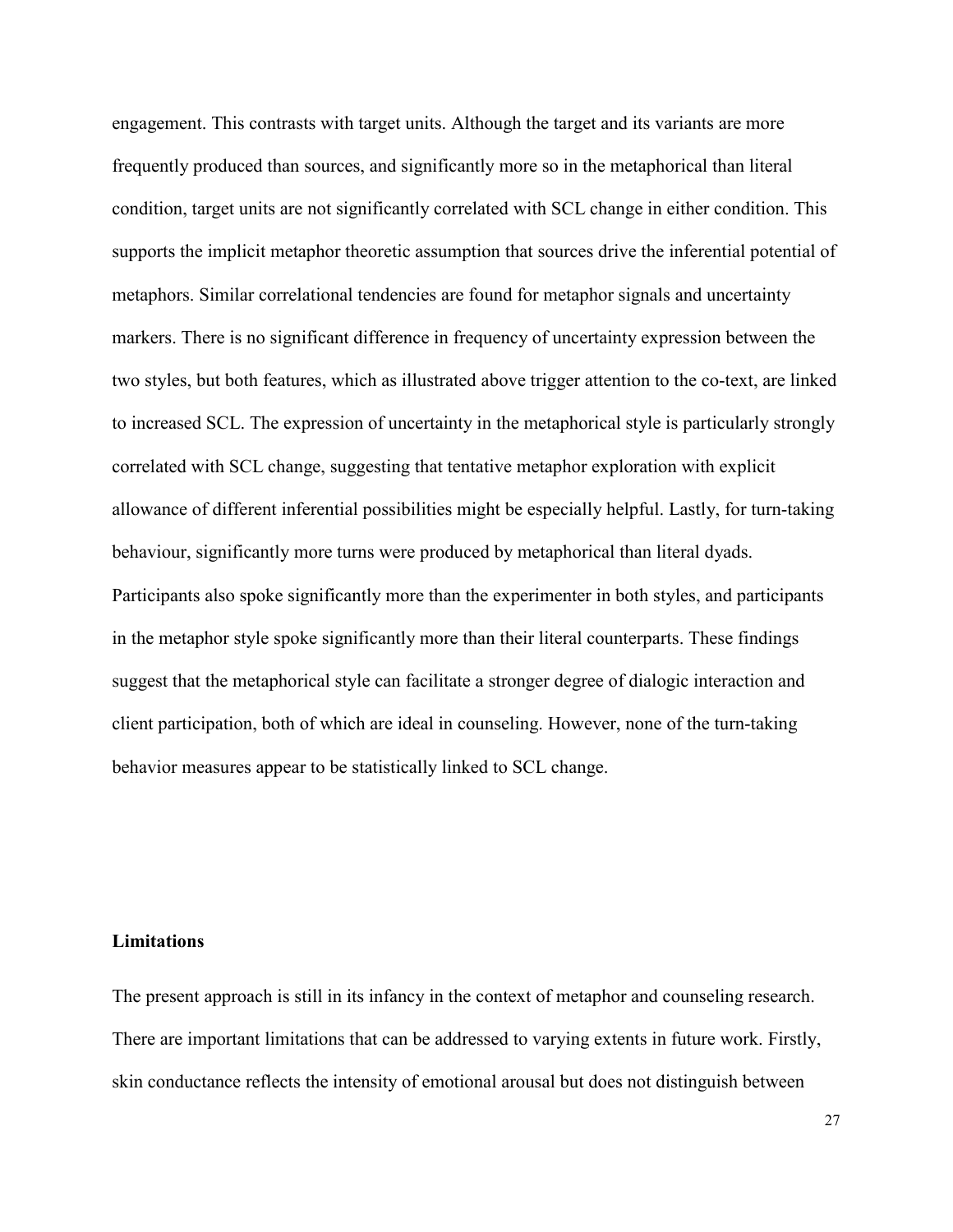engagement. This contrasts with target units. Although the target and its variants are more frequently produced than sources, and significantly more so in the metaphorical than literal condition, target units are not significantly correlated with SCL change in either condition. This supports the implicit metaphor theoretic assumption that sources drive the inferential potential of metaphors. Similar correlational tendencies are found for metaphor signals and uncertainty markers. There is no significant difference in frequency of uncertainty expression between the two styles, but both features, which as illustrated above trigger attention to the co-text, are linked to increased SCL. The expression of uncertainty in the metaphorical style is particularly strongly correlated with SCL change, suggesting that tentative metaphor exploration with explicit allowance of different inferential possibilities might be especially helpful. Lastly, for turn-taking behaviour, significantly more turns were produced by metaphorical than literal dyads. Participants also spoke significantly more than the experimenter in both styles, and participants in the metaphor style spoke significantly more than their literal counterparts. These findings suggest that the metaphorical style can facilitate a stronger degree of dialogic interaction and client participation, both of which are ideal in counseling. However, none of the turn-taking behavior measures appear to be statistically linked to SCL change.

## Limitations

The present approach is still in its infancy in the context of metaphor and counseling research. There are important limitations that can be addressed to varying extents in future work. Firstly, skin conductance reflects the intensity of emotional arousal but does not distinguish between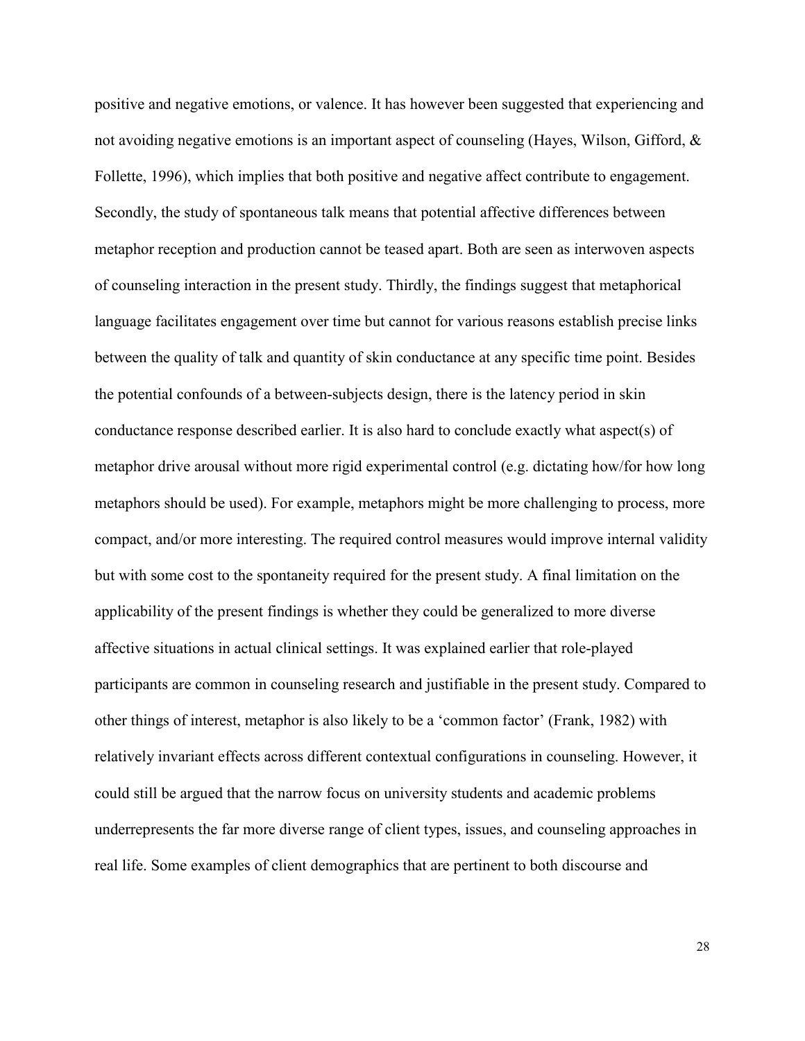positive and negative emotions, or valence. It has however been suggested that experiencing and not avoiding negative emotions is an important aspect of counseling (Hayes, Wilson, Gifford, & Follette, 1996), which implies that both positive and negative affect contribute to engagement. Secondly, the study of spontaneous talk means that potential affective differences between metaphor reception and production cannot be teased apart. Both are seen as interwoven aspects of counseling interaction in the present study. Thirdly, the findings suggest that metaphorical language facilitates engagement over time but cannot for various reasons establish precise links between the quality of talk and quantity of skin conductance at any specific time point. Besides the potential confounds of a between-subjects design, there is the latency period in skin conductance response described earlier. It is also hard to conclude exactly what aspect(s) of metaphor drive arousal without more rigid experimental control (e.g. dictating how/for how long metaphors should be used). For example, metaphors might be more challenging to process, more compact, and/or more interesting. The required control measures would improve internal validity but with some cost to the spontaneity required for the present study. A final limitation on the applicability of the present findings is whether they could be generalized to more diverse affective situations in actual clinical settings. It was explained earlier that role-played participants are common in counseling research and justifiable in the present study. Compared to other things of interest, metaphor is also likely to be a 'common factor' (Frank, 1982) with relatively invariant effects across different contextual configurations in counseling. However, it could still be argued that the narrow focus on university students and academic problems underrepresents the far more diverse range of client types, issues, and counseling approaches in real life. Some examples of client demographics that are pertinent to both discourse and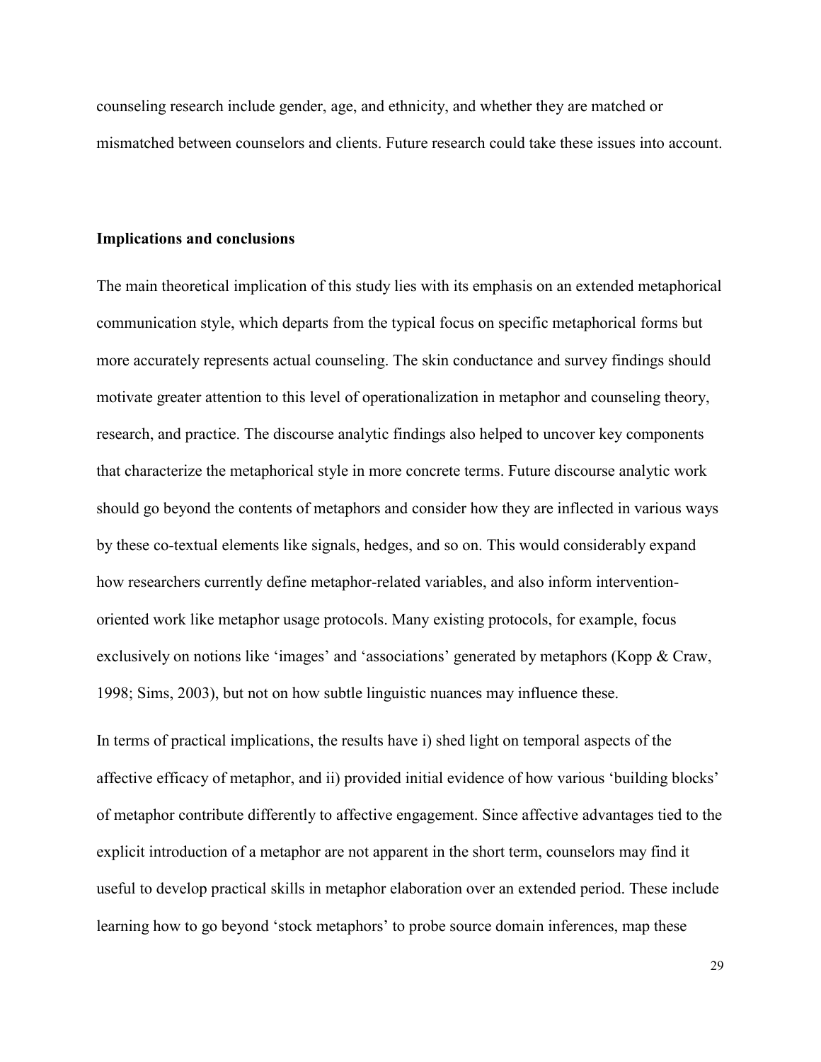counseling research include gender, age, and ethnicity, and whether they are matched or mismatched between counselors and clients. Future research could take these issues into account.

### Implications and conclusions

The main theoretical implication of this study lies with its emphasis on an extended metaphorical communication style, which departs from the typical focus on specific metaphorical forms but more accurately represents actual counseling. The skin conductance and survey findings should motivate greater attention to this level of operationalization in metaphor and counseling theory, research, and practice. The discourse analytic findings also helped to uncover key components that characterize the metaphorical style in more concrete terms. Future discourse analytic work should go beyond the contents of metaphors and consider how they are inflected in various ways by these co-textual elements like signals, hedges, and so on. This would considerably expand how researchers currently define metaphor-related variables, and also inform intervention-oriented work like metaphor usage protocols. Many existing protocols, for example, focus exclusively on notions like 'images' and 'associations' generated by metaphors (Kopp & Craw, 1998; Sims, 2003), but not on how subtle linguistic nuances may influence these.

In terms of practical implications, the results have i) shed light on temporal aspects of the affective efficacy of metaphor, and ii) provided initial evidence of how various 'building blocks' of metaphor contribute differently to affective engagement. Since affective advantages tied to the explicit introduction of a metaphor are not apparent in the short term, counselors may find it useful to develop practical skills in metaphor elaboration over an extended period. These include learning how to go beyond 'stock metaphors' to probe source domain inferences, map these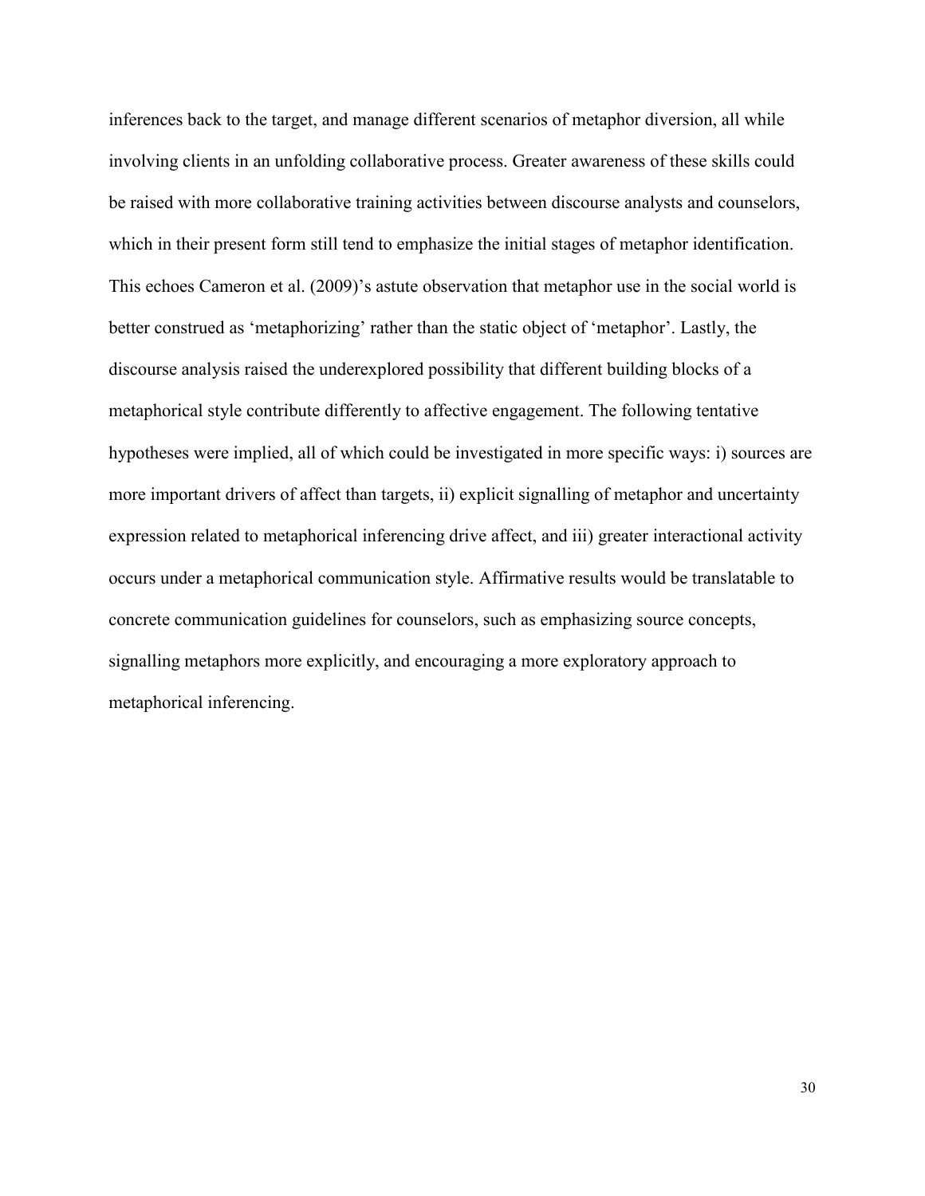inferences back to the target, and manage different scenarios of metaphor diversion, all while involving clients in an unfolding collaborative process. Greater awareness of these skills could be raised with more collaborative training activities between discourse analysts and counselors, which in their present form still tend to emphasize the initial stages of metaphor identification. This echoes Cameron et al. (2009)'s astute observation that metaphor use in the social world is better construed as 'metaphorizing' rather than the static object of 'metaphor'. Lastly, the discourse analysis raised the underexplored possibility that different building blocks of a metaphorical style contribute differently to affective engagement. The following tentative hypotheses were implied, all of which could be investigated in more specific ways: i) sources are more important drivers of affect than targets, ii) explicit signalling of metaphor and uncertainty expression related to metaphorical inferencing drive affect, and iii) greater interactional activity occurs under a metaphorical communication style. Affirmative results would be translatable to concrete communication guidelines for counselors, such as emphasizing source concepts, signalling metaphors more explicitly, and encouraging a more exploratory approach to metaphorical inferencing.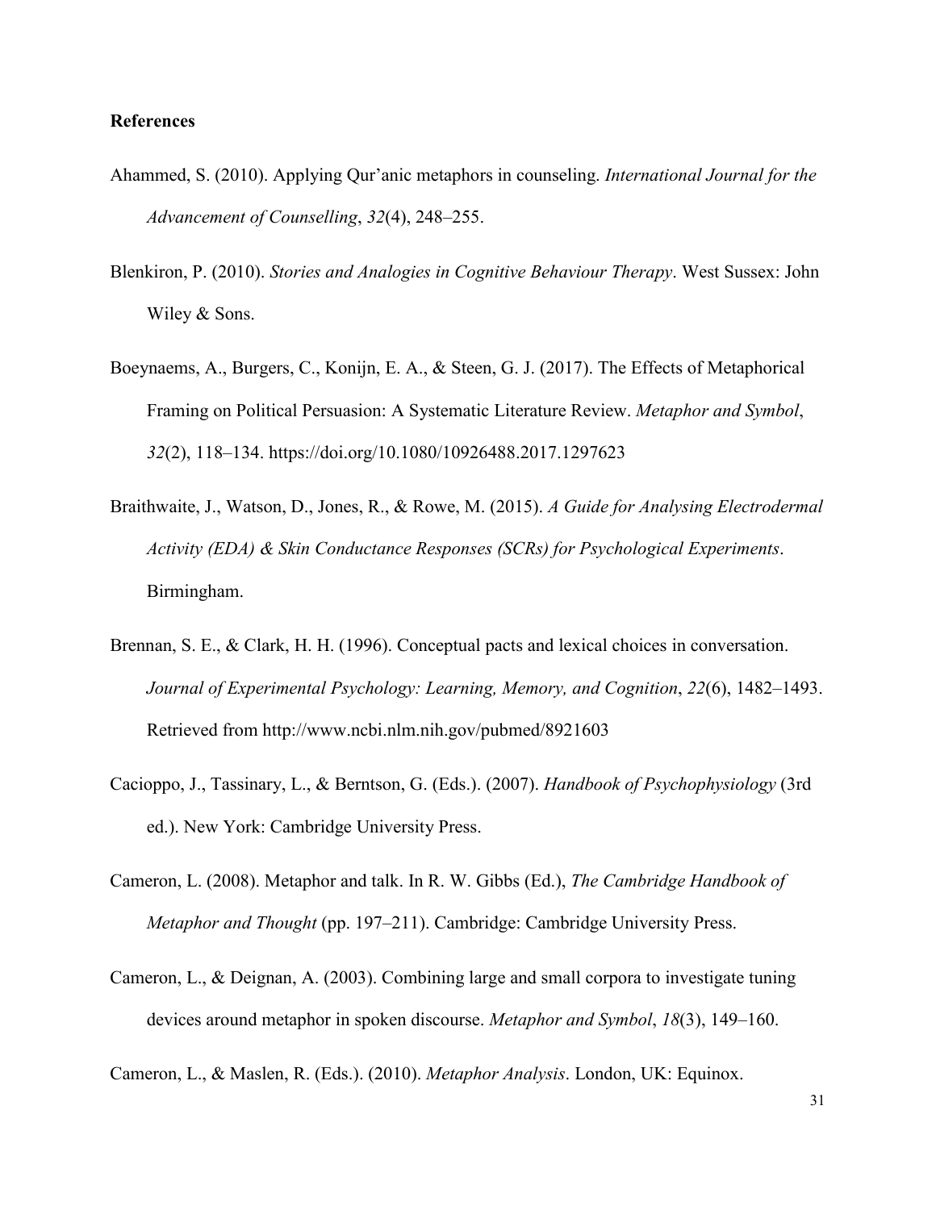**References**

Ahammed, S. (2010). Applying Qur'anic metaphors in counseling. *International Journal for the Advancement of Counselling*, *32*(4), 248–255.

Blenkiron, P. (2010). *Stories and Analogies in Cognitive Behaviour Therapy*. West Sussex: John Wiley & Sons.

Boeynaems, A., Burgers, C., Konijn, E. A., & Steen, G. J. (2017). The Effects of Metaphorical Framing on Political Persuasion: A Systematic Literature Review. *Metaphor and Symbol*, *32*(2), 118–134. https://doi.org/10.1080/10926488.2017.1297623

Braithwaite, J., Watson, D., Jones, R., & Rowe, M. (2015). *A Guide for Analysing Electrodermal Activity (EDA) & Skin Conductance Responses (SCRs) for Psychological Experiments*. Birmingham.

Brennan, S. E., & Clark, H. H. (1996). Conceptual pacts and lexical choices in conversation. *Journal of Experimental Psychology: Learning, Memory, and Cognition*, *22*(6), 1482–1493. Retrieved from http://www.ncbi.nlm.nih.gov/pubmed/8921603

Cacioppo, J., Tassinary, L., & Berntson, G. (Eds.). (2007). *Handbook of Psychophysiology* (3rd ed.). New York: Cambridge University Press.

Cameron, L. (2008). Metaphor and talk. In R. W. Gibbs (Ed.), *The Cambridge Handbook of Metaphor and Thought* (pp. 197–211). Cambridge: Cambridge University Press.

Cameron, L., & Deignan, A. (2003). Combining large and small corpora to investigate tuning devices around metaphor in spoken discourse. *Metaphor and Symbol*, *18*(3), 149–160.

Cameron, L., & Maslen, R. (Eds.). (2010). *Metaphor Analysis*. London, UK: Equinox.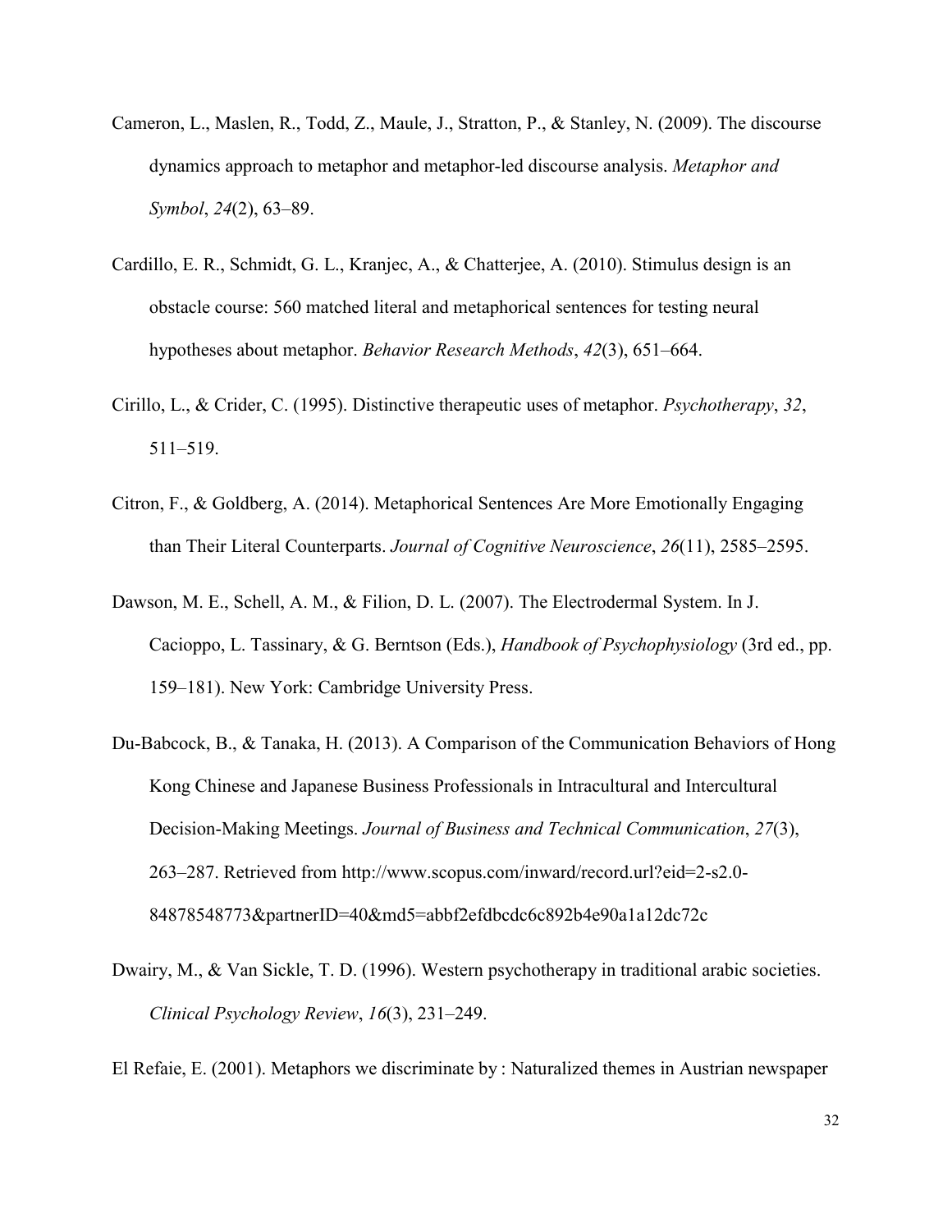Cameron, L., Maslen, R., Todd, Z., Maule, J., Stratton, P., & Stanley, N. (2009). The discourse dynamics approach to metaphor and metaphor-led discourse analysis. *Metaphor and Symbol*, *24*(2), 63–89.

Cardillo, E. R., Schmidt, G. L., Kranjec, A., & Chatterjee, A. (2010). Stimulus design is an obstacle course: 560 matched literal and metaphorical sentences for testing neural hypotheses about metaphor. *Behavior Research Methods*, *42*(3), 651–664.

Cirillo, L., & Crider, C. (1995). Distinctive therapeutic uses of metaphor. *Psychotherapy*, *32*, 511–519.

Citron, F., & Goldberg, A. (2014). Metaphorical Sentences Are More Emotionally Engaging than Their Literal Counterparts. *Journal of Cognitive Neuroscience*, *26*(11), 2585–2595.

Dawson, M. E., Schell, A. M., & Filion, D. L. (2007). The Electrodermal System. In J. Cacioppo, L. Tassinary, & G. Berntson (Eds.), *Handbook of Psychophysiology* (3rd ed., pp. 159–181). New York: Cambridge University Press.

Du-Babcock, B., & Tanaka, H. (2013). A Comparison of the Communication Behaviors of Hong Kong Chinese and Japanese Business Professionals in Intracultural and Intercultural Decision-Making Meetings. *Journal of Business and Technical Communication*, *27*(3), 263–287. Retrieved from http://www.scopus.com/inward/record.url?eid=2-s2.0-84878548773&partnerID=40&md5=abbf2efdbcdc6c892b4e90a1a12dc72c

Dwairy, M., & Van Sickle, T. D. (1996). Western psychotherapy in traditional arabic societies. *Clinical Psychology Review*, *16*(3), 231–249.

El Refaie, E. (2001). Metaphors we discriminate by : Naturalized themes in Austrian newspaper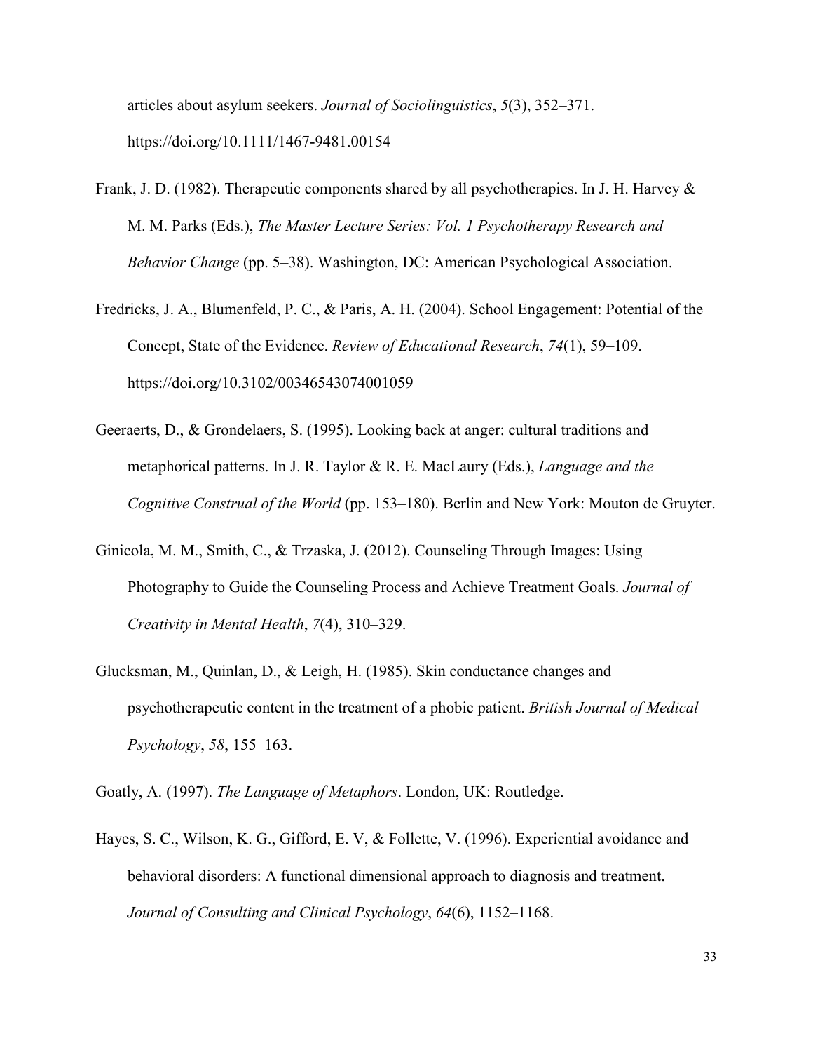articles about asylum seekers. *Journal of Sociolinguistics*, *5*(3), 352–371. https://doi.org/10.1111/1467-9481.00154

Frank, J. D. (1982). Therapeutic components shared by all psychotherapies. In J. H. Harvey & M. M. Parks (Eds.), *The Master Lecture Series: Vol. 1 Psychotherapy Research and Behavior Change* (pp. 5–38). Washington, DC: American Psychological Association.

Fredricks, J. A., Blumenfeld, P. C., & Paris, A. H. (2004). School Engagement: Potential of the Concept, State of the Evidence. *Review of Educational Research*, *74*(1), 59–109. https://doi.org/10.3102/00346543074001059

Geeraerts, D., & Grondelaers, S. (1995). Looking back at anger: cultural traditions and metaphorical patterns. In J. R. Taylor & R. E. MacLaury (Eds.), *Language and the Cognitive Construal of the World* (pp. 153–180). Berlin and New York: Mouton de Gruyter.

Ginicola, M. M., Smith, C., & Trzaska, J. (2012). Counseling Through Images: Using Photography to Guide the Counseling Process and Achieve Treatment Goals. *Journal of Creativity in Mental Health*, *7*(4), 310–329.

Glucksman, M., Quinlan, D., & Leigh, H. (1985). Skin conductance changes and psychotherapeutic content in the treatment of a phobic patient. *British Journal of Medical Psychology*, *58*, 155–163.

Goatly, A. (1997). *The Language of Metaphors*. London, UK: Routledge.

Hayes, S. C., Wilson, K. G., Gifford, E. V, & Follette, V. (1996). Experiential avoidance and behavioral disorders: A functional dimensional approach to diagnosis and treatment. *Journal of Consulting and Clinical Psychology*, *64*(6), 1152–1168.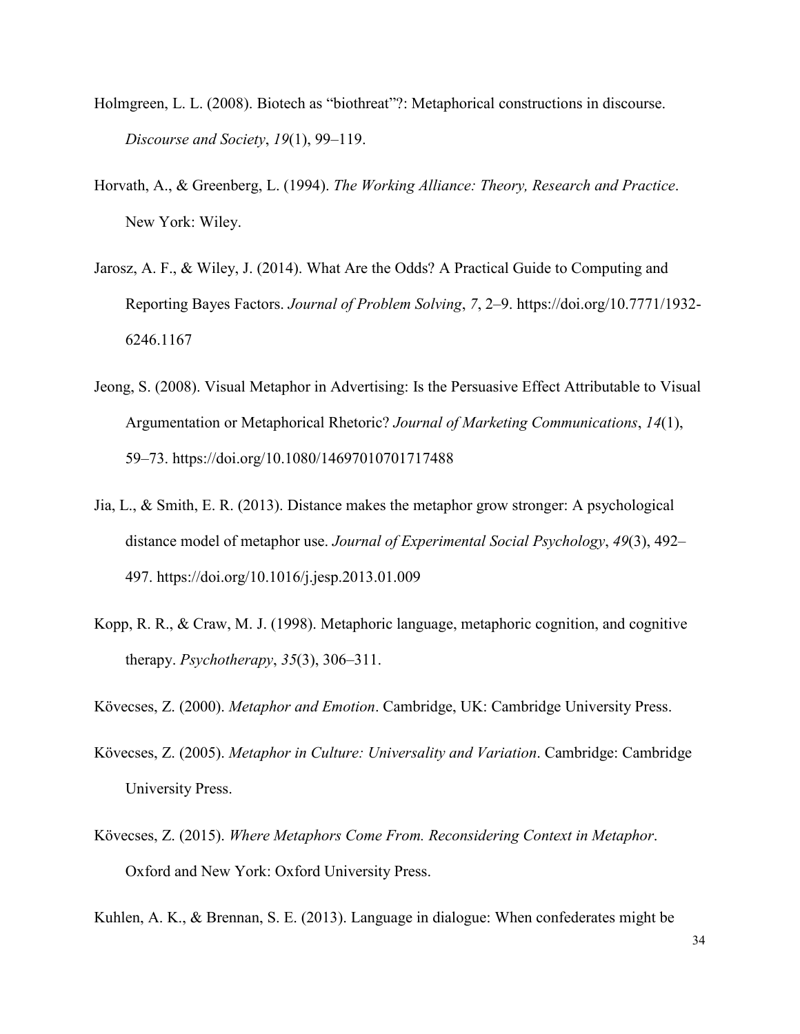Holmgreen, L. L. (2008). Biotech as "biothreat"?: Metaphorical constructions in discourse. *Discourse and Society*, *19*(1), 99–119.

Horvath, A., & Greenberg, L. (1994). *The Working Alliance: Theory, Research and Practice*. New York: Wiley.

Jarosz, A. F., & Wiley, J. (2014). What Are the Odds? A Practical Guide to Computing and Reporting Bayes Factors. *Journal of Problem Solving*, *7*, 2–9. https://doi.org/10.7771/1932-6246.1167

Jeong, S. (2008). Visual Metaphor in Advertising: Is the Persuasive Effect Attributable to Visual Argumentation or Metaphorical Rhetoric? *Journal of Marketing Communications*, *14*(1), 59–73. https://doi.org/10.1080/14697010701717488

Jia, L., & Smith, E. R. (2013). Distance makes the metaphor grow stronger: A psychological distance model of metaphor use. *Journal of Experimental Social Psychology*, *49*(3), 492–497. https://doi.org/10.1016/j.jesp.2013.01.009

Kopp, R. R., & Craw, M. J. (1998). Metaphoric language, metaphoric cognition, and cognitive therapy. *Psychotherapy*, *35*(3), 306–311.

Kövecses, Z. (2000). *Metaphor and Emotion*. Cambridge, UK: Cambridge University Press.

Kövecses, Z. (2005). *Metaphor in Culture: Universality and Variation*. Cambridge: Cambridge University Press.

Kövecses, Z. (2015). *Where Metaphors Come From. Reconsidering Context in Metaphor*. Oxford and New York: Oxford University Press.

Kuhlen, A. K., & Brennan, S. E. (2013). Language in dialogue: When confederates might be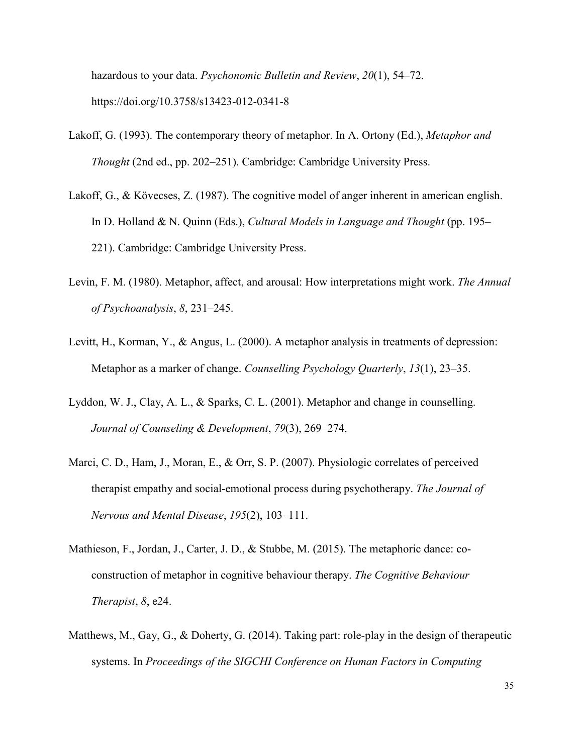hazardous to your data. *Psychonomic Bulletin and Review*, *20*(1), 54–72. https://doi.org/10.3758/s13423-012-0341-8

Lakoff, G. (1993). The contemporary theory of metaphor. In A. Ortony (Ed.), *Metaphor and Thought* (2nd ed., pp. 202–251). Cambridge: Cambridge University Press.

Lakoff, G., & Kövecses, Z. (1987). The cognitive model of anger inherent in american english. In D. Holland & N. Quinn (Eds.), *Cultural Models in Language and Thought* (pp. 195–221). Cambridge: Cambridge University Press.

Levin, F. M. (1980). Metaphor, affect, and arousal: How interpretations might work. *The Annual of Psychoanalysis*, *8*, 231–245.

Levitt, H., Korman, Y., & Angus, L. (2000). A metaphor analysis in treatments of depression: Metaphor as a marker of change. *Counselling Psychology Quarterly*, *13*(1), 23–35.

Lyddon, W. J., Clay, A. L., & Sparks, C. L. (2001). Metaphor and change in counselling. *Journal of Counseling & Development*, *79*(3), 269–274.

Marci, C. D., Ham, J., Moran, E., & Orr, S. P. (2007). Physiologic correlates of perceived therapist empathy and social-emotional process during psychotherapy. *The Journal of Nervous and Mental Disease*, *195*(2), 103–111.

Mathieson, F., Jordan, J., Carter, J. D., & Stubbe, M. (2015). The metaphoric dance: co-construction of metaphor in cognitive behaviour therapy. *The Cognitive Behaviour Therapist*, *8*, e24.

Matthews, M., Gay, G., & Doherty, G. (2014). Taking part: role-play in the design of therapeutic systems. In *Proceedings of the SIGCHI Conference on Human Factors in Computing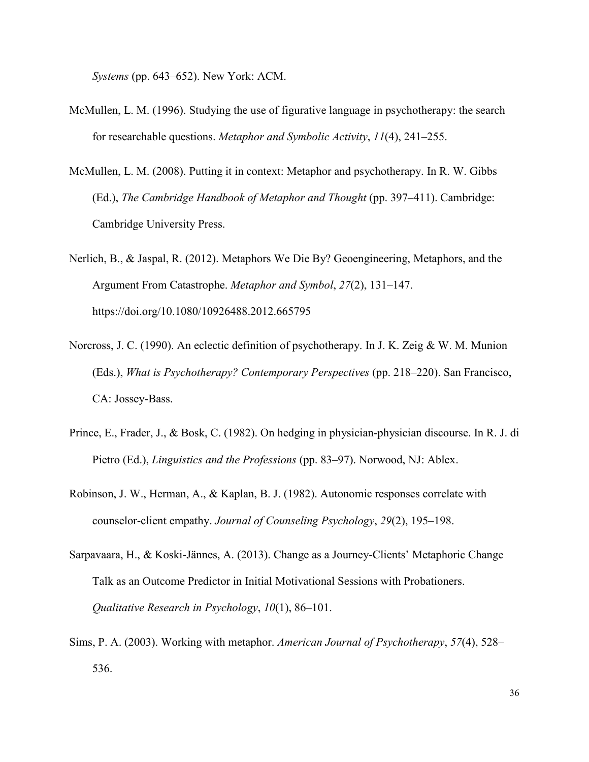*Systems* (pp. 643–652). New York: ACM.

McMullen, L. M. (1996). Studying the use of figurative language in psychotherapy: the search for researchable questions. *Metaphor and Symbolic Activity*, *11*(4), 241–255.

McMullen, L. M. (2008). Putting it in context: Metaphor and psychotherapy. In R. W. Gibbs (Ed.), *The Cambridge Handbook of Metaphor and Thought* (pp. 397–411). Cambridge: Cambridge University Press.

Nerlich, B., & Jaspal, R. (2012). Metaphors We Die By? Geoengineering, Metaphors, and the Argument From Catastrophe. *Metaphor and Symbol*, *27*(2), 131–147. https://doi.org/10.1080/10926488.2012.665795

Norcross, J. C. (1990). An eclectic definition of psychotherapy. In J. K. Zeig & W. M. Munion (Eds.), *What is Psychotherapy? Contemporary Perspectives* (pp. 218–220). San Francisco, CA: Jossey-Bass.

Prince, E., Frader, J., & Bosk, C. (1982). On hedging in physician-physician discourse. In R. J. di Pietro (Ed.), *Linguistics and the Professions* (pp. 83–97). Norwood, NJ: Ablex.

Robinson, J. W., Herman, A., & Kaplan, B. J. (1982). Autonomic responses correlate with counselor-client empathy. *Journal of Counseling Psychology*, *29*(2), 195–198.

Sarpavaara, H., & Koski-Jännes, A. (2013). Change as a Journey-Clients' Metaphoric Change Talk as an Outcome Predictor in Initial Motivational Sessions with Probationers. *Qualitative Research in Psychology*, *10*(1), 86–101.

Sims, P. A. (2003). Working with metaphor. *American Journal of Psychotherapy*, *57*(4), 528–536.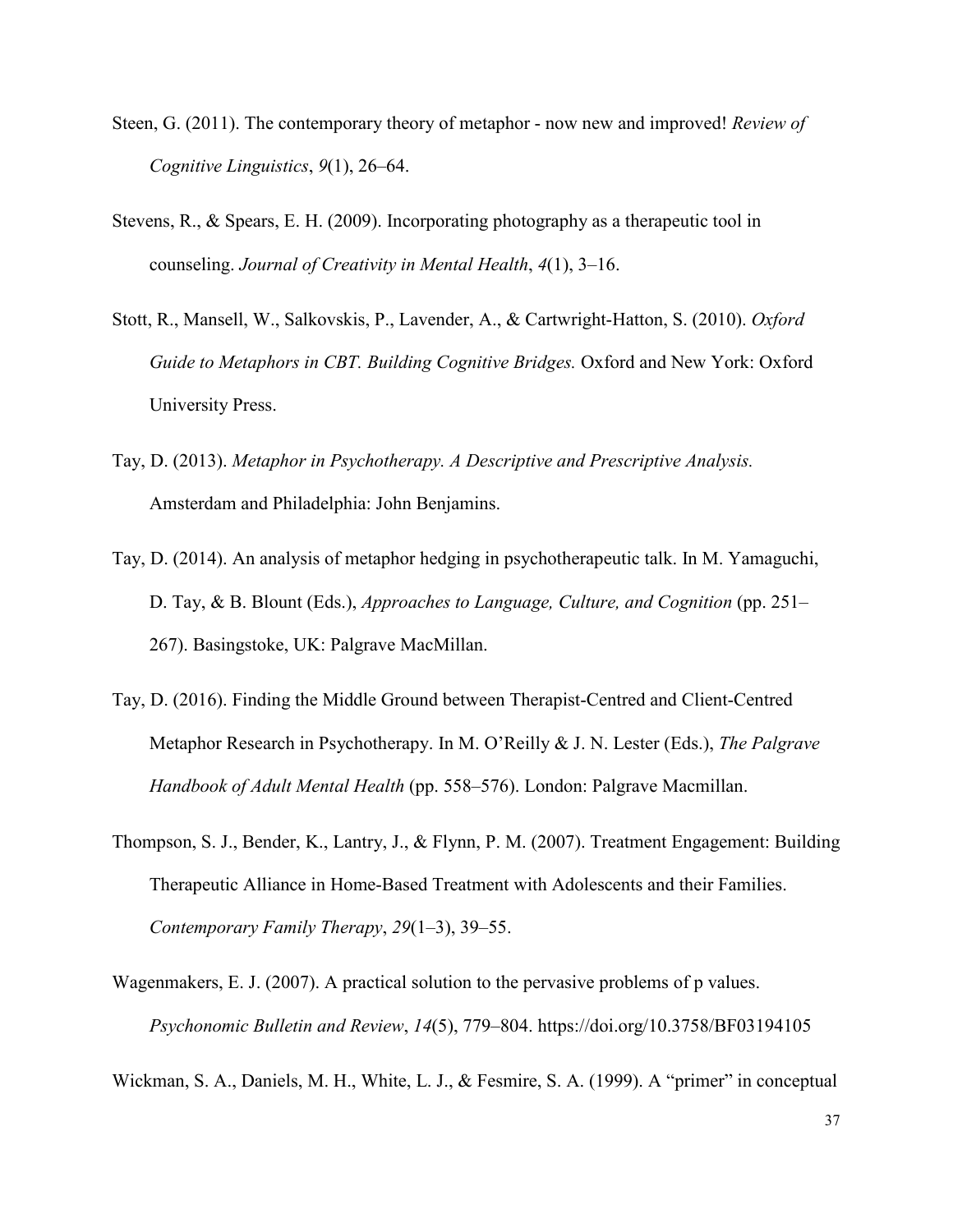Steen, G. (2011). The contemporary theory of metaphor - now new and improved! *Review of Cognitive Linguistics*, *9*(1), 26–64.

Stevens, R., & Spears, E. H. (2009). Incorporating photography as a therapeutic tool in counseling. *Journal of Creativity in Mental Health*, *4*(1), 3–16.

Stott, R., Mansell, W., Salkovskis, P., Lavender, A., & Cartwright-Hatton, S. (2010). *Oxford Guide to Metaphors in CBT. Building Cognitive Bridges.* Oxford and New York: Oxford University Press.

Tay, D. (2013). *Metaphor in Psychotherapy. A Descriptive and Prescriptive Analysis.* Amsterdam and Philadelphia: John Benjamins.

Tay, D. (2014). An analysis of metaphor hedging in psychotherapeutic talk. In M. Yamaguchi, D. Tay, & B. Blount (Eds.), *Approaches to Language, Culture, and Cognition* (pp. 251–267). Basingstoke, UK: Palgrave MacMillan.

Tay, D. (2016). Finding the Middle Ground between Therapist-Centred and Client-Centred Metaphor Research in Psychotherapy. In M. O'Reilly & J. N. Lester (Eds.), *The Palgrave Handbook of Adult Mental Health* (pp. 558–576). London: Palgrave Macmillan.

Thompson, S. J., Bender, K., Lantry, J., & Flynn, P. M. (2007). Treatment Engagement: Building Therapeutic Alliance in Home-Based Treatment with Adolescents and their Families. *Contemporary Family Therapy*, *29*(1–3), 39–55.

Wagenmakers, E. J. (2007). A practical solution to the pervasive problems of p values. *Psychonomic Bulletin and Review*, *14*(5), 779–804. https://doi.org/10.3758/BF03194105

Wickman, S. A., Daniels, M. H., White, L. J., & Fesmire, S. A. (1999). A "primer" in conceptual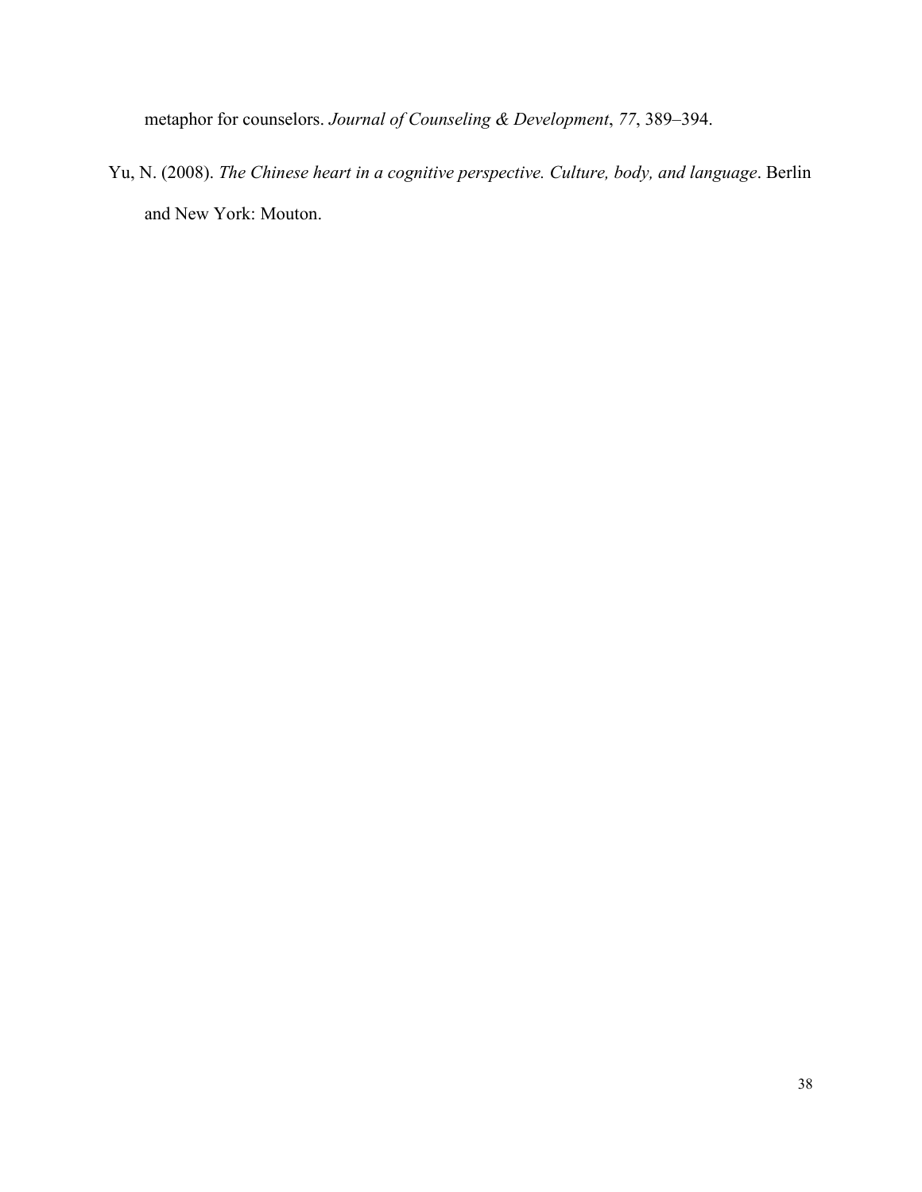metaphor for counselors. *Journal of Counseling & Development*, *77*, 389–394.

Yu, N. (2008). *The Chinese heart in a cognitive perspective. Culture, body, and language*. Berlin and New York: Mouton.